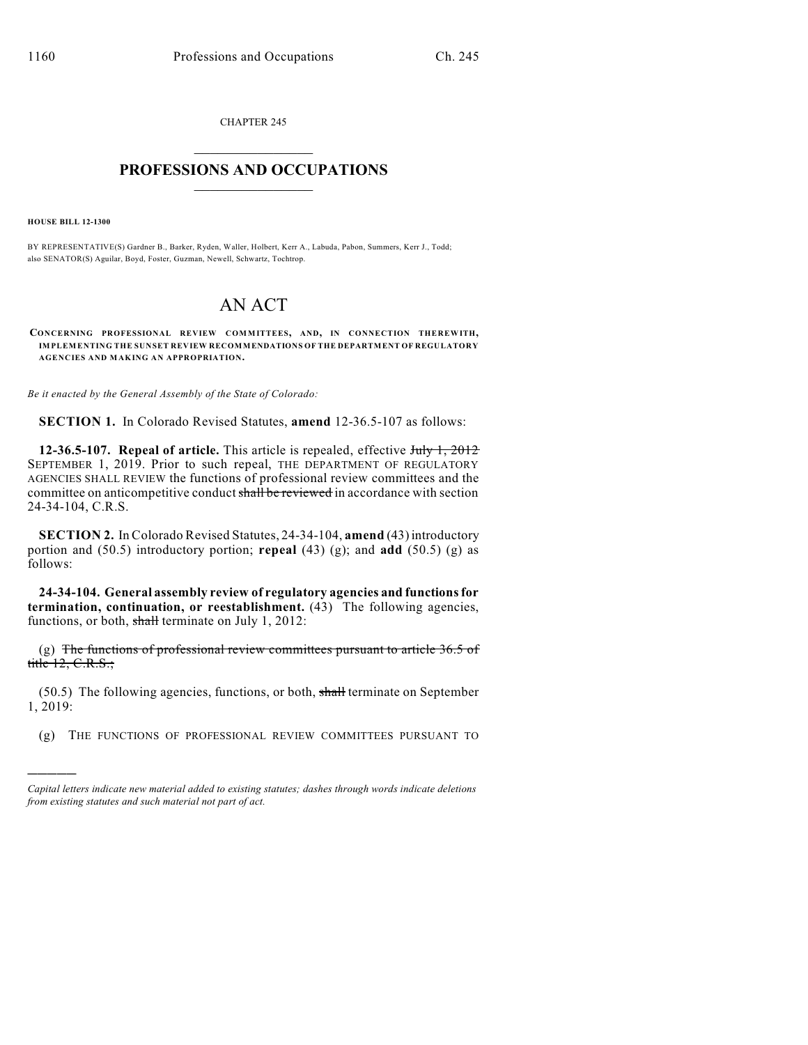CHAPTER 245

# PROFESSIONS AND OCCUPATIONS

**HOUSE BILL 12-1300**

BY REPRESENTATIVE(S) Gardner B., Barker, Ryden, Waller, Holbert, Kerr A., Labuda, Pabon, Summers, Kerr J., Todd; also SENATOR(S) Aguilar, Boyd, Foster, Guzman, Newell, Schwartz, Tochtrop.

# AN ACT

**CONCERNING PROFESSIONAL REVIEW COMMITTEES, AND, IN CONNECTION THEREWITH, IMPLEMENTING THE SUNSET REVIEW RECOMMENDATIONS OF THE DEPARTMENT OF REGULATORY AGENCIES AND MAKING AN APPROPRIATION.**

*Be it enacted by the General Assembly of the State of Colorado:*

**SECTION 1.** In Colorado Revised Statutes, **amend** 12-36.5-107 as follows:

**12-36.5-107. Repeal of article.** This article is repealed, effective ~~July 1, 2012~~ SEPTEMBER 1, 2019. Prior to such repeal, THE DEPARTMENT OF REGULATORY AGENCIES SHALL REVIEW the functions of professional review committees and the committee on anticompetitive conduct ~~shall be reviewed~~ in accordance with section 24-34-104, C.R.S.

**SECTION 2.** In Colorado Revised Statutes, 24-34-104, **amend** (43) introductory portion and (50.5) introductory portion; **repeal** (43) (g); and **add** (50.5) (g) as follows:

**24-34-104. General assembly review of regulatory agencies and functions for termination, continuation, or reestablishment.** (43) The following agencies, functions, or both, ~~shall~~ terminate on July 1, 2012:

(g) ~~The functions of professional review committees pursuant to article 36.5 of title 12, C.R.S.;~~

(50.5) The following agencies, functions, or both, ~~shall~~ terminate on September 1, 2019:

(g) THE FUNCTIONS OF PROFESSIONAL REVIEW COMMITTEES PURSUANT TO

---

*Capital letters indicate new material added to existing statutes; dashes through words indicate deletions from existing statutes and such material not part of act.*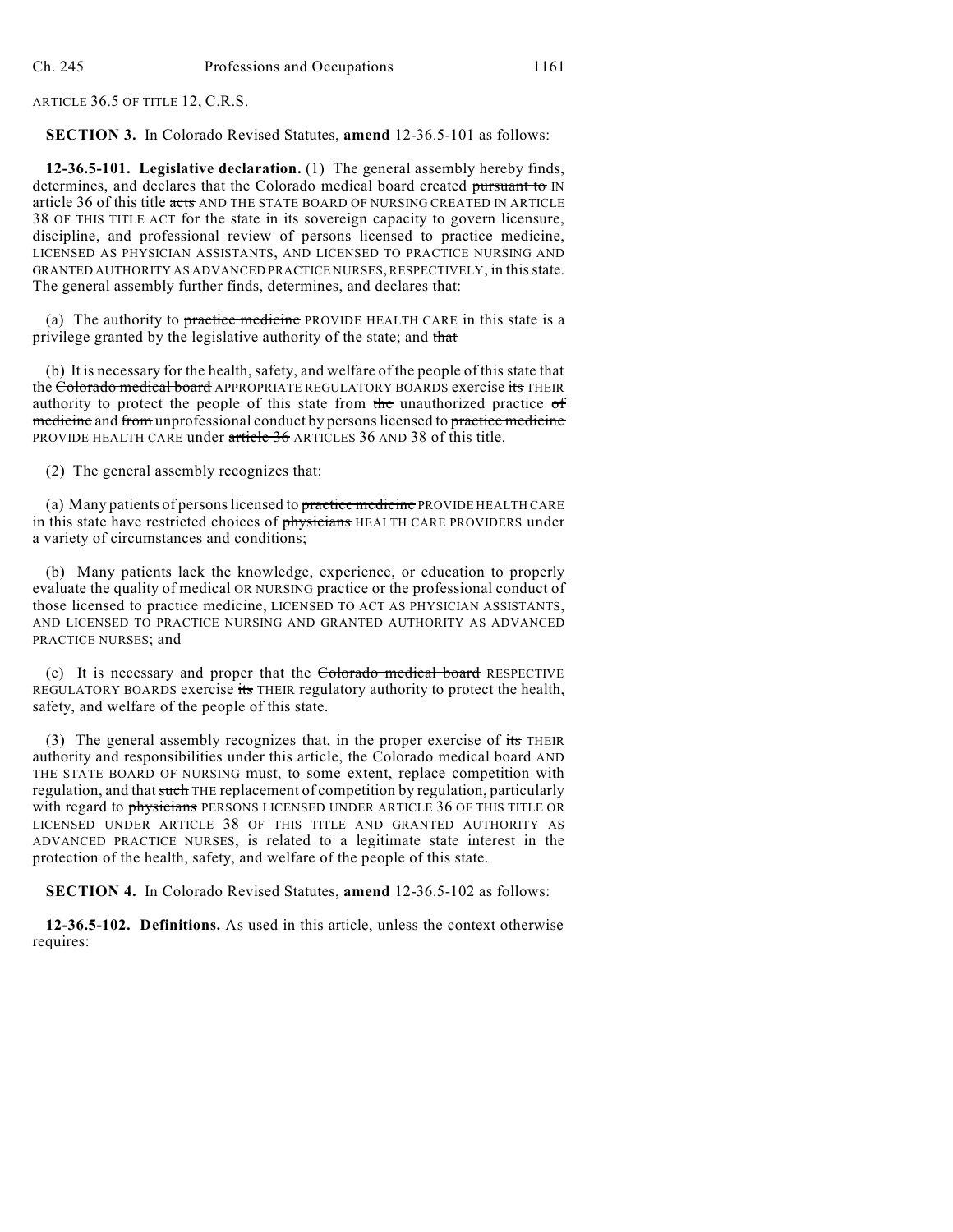ARTICLE 36.5 OF TITLE 12, C.R.S.

**SECTION 3.** In Colorado Revised Statutes, **amend** 12-36.5-101 as follows:

**12-36.5-101. Legislative declaration.** (1) The general assembly hereby finds, determines, and declares that the Colorado medical board created ~~pursuant to~~ IN article 36 of this title ~~acts~~ AND THE STATE BOARD OF NURSING CREATED IN ARTICLE 38 OF THIS TITLE ACT for the state in its sovereign capacity to govern licensure, discipline, and professional review of persons licensed to practice medicine, LICENSED AS PHYSICIAN ASSISTANTS, AND LICENSED TO PRACTICE NURSING AND GRANTED AUTHORITY AS ADVANCED PRACTICE NURSES, RESPECTIVELY, in this state. The general assembly further finds, determines, and declares that:

(a) The authority to ~~practice medicine~~ PROVIDE HEALTH CARE in this state is a privilege granted by the legislative authority of the state; and ~~that~~

(b) It is necessary for the health, safety, and welfare of the people of this state that the ~~Colorado medical board~~ APPROPRIATE REGULATORY BOARDS exercise ~~its~~ THEIR authority to protect the people of this state from ~~the~~ unauthorized practice ~~of medicine~~ and ~~from~~ unprofessional conduct by persons licensed to ~~practice medicine~~ PROVIDE HEALTH CARE under ~~article 36~~ ARTICLES 36 AND 38 of this title.

(2) The general assembly recognizes that:

(a) Many patients of persons licensed to ~~practice medicine~~ PROVIDE HEALTH CARE in this state have restricted choices of ~~physicians~~ HEALTH CARE PROVIDERS under a variety of circumstances and conditions;

(b) Many patients lack the knowledge, experience, or education to properly evaluate the quality of medical OR NURSING practice or the professional conduct of those licensed to practice medicine, LICENSED TO ACT AS PHYSICIAN ASSISTANTS, AND LICENSED TO PRACTICE NURSING AND GRANTED AUTHORITY AS ADVANCED PRACTICE NURSES; and

(c) It is necessary and proper that the ~~Colorado medical board~~ RESPECTIVE REGULATORY BOARDS exercise ~~its~~ THEIR regulatory authority to protect the health, safety, and welfare of the people of this state.

(3) The general assembly recognizes that, in the proper exercise of ~~its~~ THEIR authority and responsibilities under this article, the Colorado medical board AND THE STATE BOARD OF NURSING must, to some extent, replace competition with regulation, and that ~~such~~ THE replacement of competition by regulation, particularly with regard to ~~physicians~~ PERSONS LICENSED UNDER ARTICLE 36 OF THIS TITLE OR LICENSED UNDER ARTICLE 38 OF THIS TITLE AND GRANTED AUTHORITY AS ADVANCED PRACTICE NURSES, is related to a legitimate state interest in the protection of the health, safety, and welfare of the people of this state.

**SECTION 4.** In Colorado Revised Statutes, **amend** 12-36.5-102 as follows:

**12-36.5-102. Definitions.** As used in this article, unless the context otherwise requires: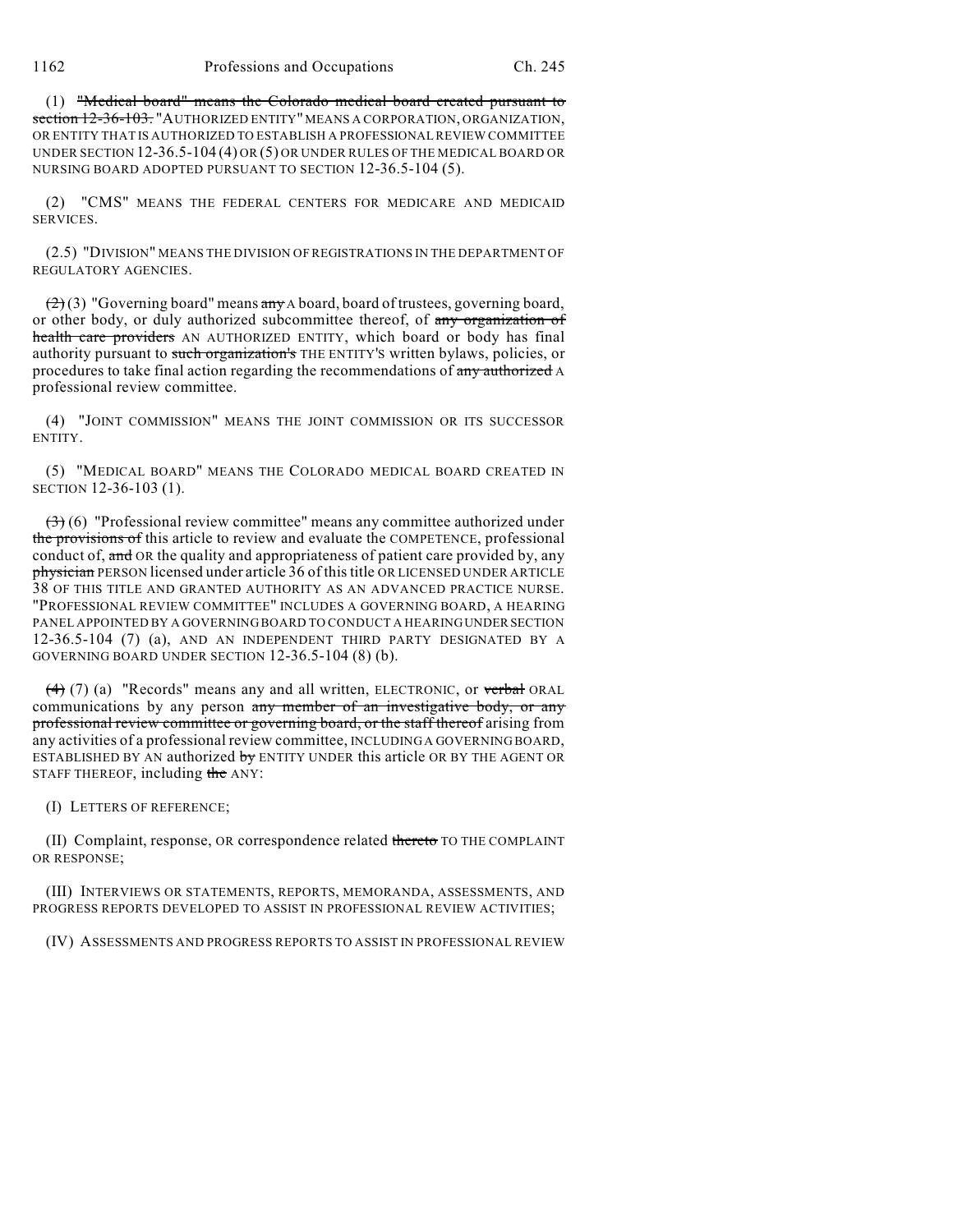(1) "Medical board" means the Colorado medical board created pursuant to section 12-36-103. "AUTHORIZED ENTITY" MEANS A CORPORATION, ORGANIZATION, OR ENTITY THAT IS AUTHORIZED TO ESTABLISH A PROFESSIONAL REVIEW COMMITTEE UNDER SECTION 12-36.5-104 (4) OR (5) OR UNDER RULES OF THE MEDICAL BOARD OR NURSING BOARD ADOPTED PURSUANT TO SECTION 12-36.5-104 (5).

(2) "CMS" MEANS THE FEDERAL CENTERS FOR MEDICARE AND MEDICAID SERVICES.

(2.5) "DIVISION" MEANS THE DIVISION OF REGISTRATIONS IN THE DEPARTMENT OF REGULATORY AGENCIES.

(2) (3) "Governing board" means any A board, board of trustees, governing board, or other body, or duly authorized subcommittee thereof, of any organization of health care providers AN AUTHORIZED ENTITY, which board or body has final authority pursuant to such organization's THE ENTITY'S written bylaws, policies, or procedures to take final action regarding the recommendations of any authorized A professional review committee.

(4) "JOINT COMMISSION" MEANS THE JOINT COMMISSION OR ITS SUCCESSOR ENTITY.

(5) "MEDICAL BOARD" MEANS THE COLORADO MEDICAL BOARD CREATED IN SECTION 12-36-103 (1).

(3) (6) "Professional review committee" means any committee authorized under the provisions of this article to review and evaluate the COMPETENCE, professional conduct of, and OR the quality and appropriateness of patient care provided by, any physician PERSON licensed under article 36 of this title OR LICENSED UNDER ARTICLE 38 OF THIS TITLE AND GRANTED AUTHORITY AS AN ADVANCED PRACTICE NURSE. "PROFESSIONAL REVIEW COMMITTEE" INCLUDES A GOVERNING BOARD, A HEARING PANEL APPOINTED BY A GOVERNING BOARD TO CONDUCT A HEARING UNDER SECTION 12-36.5-104 (7) (a), AND AN INDEPENDENT THIRD PARTY DESIGNATED BY A GOVERNING BOARD UNDER SECTION 12-36.5-104 (8) (b).

(4) (7) (a) "Records" means any and all written, ELECTRONIC, or verbal ORAL communications by any person any member of an investigative body, or any professional review committee or governing board, or the staff thereof arising from any activities of a professional review committee, INCLUDING A GOVERNING BOARD, ESTABLISHED BY AN authorized by ENTITY UNDER this article OR BY THE AGENT OR STAFF THEREOF, including the ANY:

(I) LETTERS OF REFERENCE;

(II) Complaint, response, OR correspondence related thereto TO THE COMPLAINT OR RESPONSE;

(III) INTERVIEWS OR STATEMENTS, REPORTS, MEMORANDA, ASSESSMENTS, AND PROGRESS REPORTS DEVELOPED TO ASSIST IN PROFESSIONAL REVIEW ACTIVITIES;

(IV) ASSESSMENTS AND PROGRESS REPORTS TO ASSIST IN PROFESSIONAL REVIEW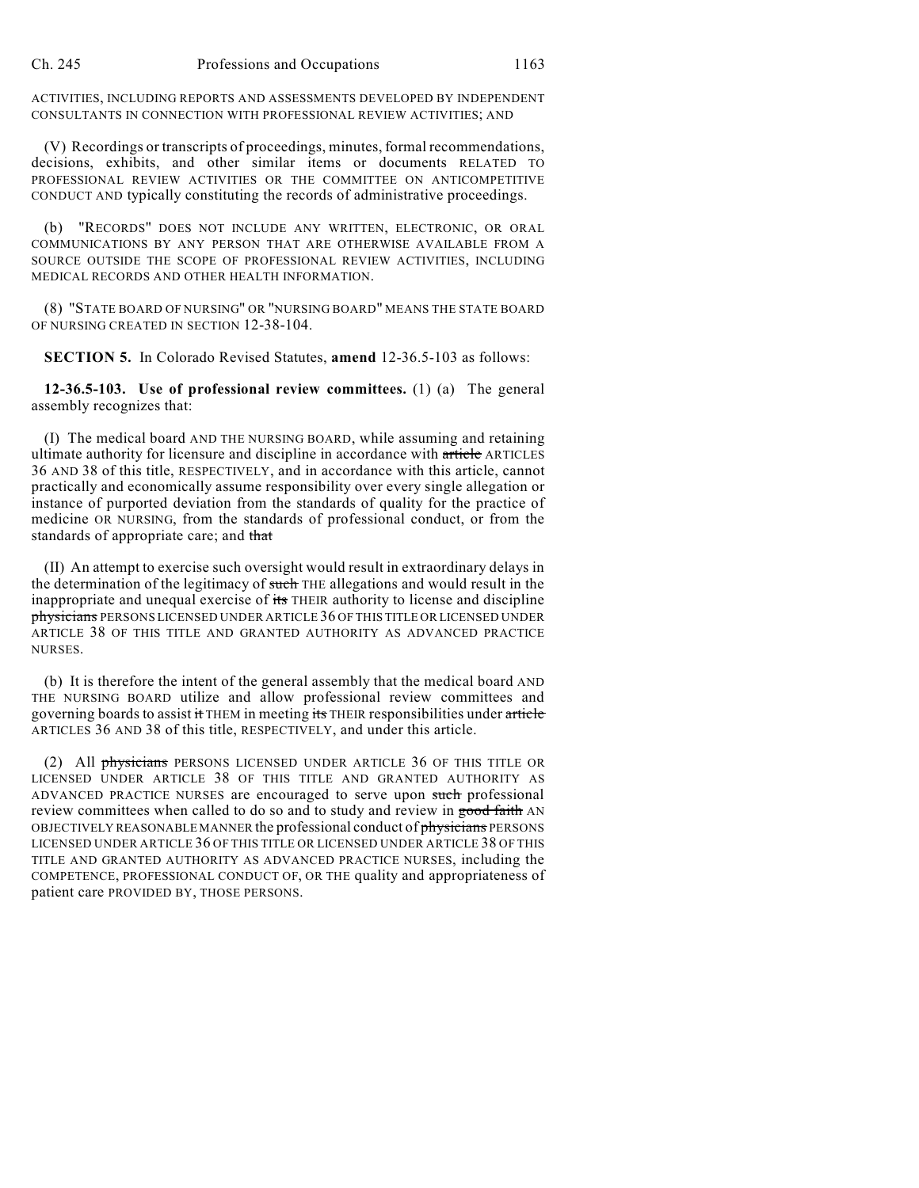ACTIVITIES, INCLUDING REPORTS AND ASSESSMENTS DEVELOPED BY INDEPENDENT CONSULTANTS IN CONNECTION WITH PROFESSIONAL REVIEW ACTIVITIES; AND

(V) Recordings or transcripts of proceedings, minutes, formal recommendations, decisions, exhibits, and other similar items or documents RELATED TO PROFESSIONAL REVIEW ACTIVITIES OR THE COMMITTEE ON ANTICOMPETITIVE CONDUCT AND typically constituting the records of administrative proceedings.

(b) "RECORDS" DOES NOT INCLUDE ANY WRITTEN, ELECTRONIC, OR ORAL COMMUNICATIONS BY ANY PERSON THAT ARE OTHERWISE AVAILABLE FROM A SOURCE OUTSIDE THE SCOPE OF PROFESSIONAL REVIEW ACTIVITIES, INCLUDING MEDICAL RECORDS AND OTHER HEALTH INFORMATION.

(8) "STATE BOARD OF NURSING" OR "NURSING BOARD" MEANS THE STATE BOARD OF NURSING CREATED IN SECTION 12-38-104.

**SECTION 5.** In Colorado Revised Statutes, **amend** 12-36.5-103 as follows:

**12-36.5-103. Use of professional review committees.** (1) (a) The general assembly recognizes that:

(I) The medical board AND THE NURSING BOARD, while assuming and retaining ultimate authority for licensure and discipline in accordance with ~~article~~ ARTICLES 36 AND 38 of this title, RESPECTIVELY, and in accordance with this article, cannot practically and economically assume responsibility over every single allegation or instance of purported deviation from the standards of quality for the practice of medicine OR NURSING, from the standards of professional conduct, or from the standards of appropriate care; and ~~that~~

(II) An attempt to exercise such oversight would result in extraordinary delays in the determination of the legitimacy of ~~such~~ THE allegations and would result in the inappropriate and unequal exercise of ~~its~~ THEIR authority to license and discipline ~~physicians~~ PERSONS LICENSED UNDER ARTICLE 36 OF THIS TITLE OR LICENSED UNDER ARTICLE 38 OF THIS TITLE AND GRANTED AUTHORITY AS ADVANCED PRACTICE NURSES.

(b) It is therefore the intent of the general assembly that the medical board AND THE NURSING BOARD utilize and allow professional review committees and governing boards to assist ~~it~~ THEM in meeting ~~its~~ THEIR responsibilities under ~~article~~ ARTICLES 36 AND 38 of this title, RESPECTIVELY, and under this article.

(2) All ~~physicians~~ PERSONS LICENSED UNDER ARTICLE 36 OF THIS TITLE OR LICENSED UNDER ARTICLE 38 OF THIS TITLE AND GRANTED AUTHORITY AS ADVANCED PRACTICE NURSES are encouraged to serve upon ~~such~~ professional review committees when called to do so and to study and review in ~~good faith~~ AN OBJECTIVELY REASONABLE MANNER the professional conduct of ~~physicians~~ PERSONS LICENSED UNDER ARTICLE 36 OF THIS TITLE OR LICENSED UNDER ARTICLE 38 OF THIS TITLE AND GRANTED AUTHORITY AS ADVANCED PRACTICE NURSES, including the COMPETENCE, PROFESSIONAL CONDUCT OF, OR THE quality and appropriateness of patient care PROVIDED BY, THOSE PERSONS.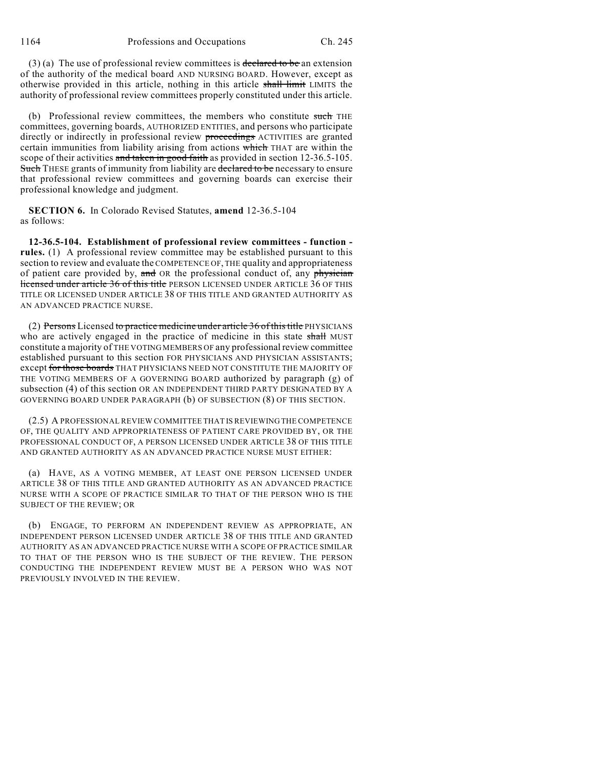(3) (a) The use of professional review committees is ~~declared to be~~ an extension of the authority of the medical board AND NURSING BOARD. However, except as otherwise provided in this article, nothing in this article ~~shall limit~~ LIMITS the authority of professional review committees properly constituted under this article.

(b) Professional review committees, the members who constitute ~~such~~ THE committees, governing boards, AUTHORIZED ENTITIES, and persons who participate directly or indirectly in professional review ~~proceedings~~ ACTIVITIES are granted certain immunities from liability arising from actions ~~which~~ THAT are within the scope of their activities ~~and taken in good faith~~ as provided in section 12-36.5-105. ~~Such~~ THESE grants of immunity from liability are ~~declared to be~~ necessary to ensure that professional review committees and governing boards can exercise their professional knowledge and judgment.

**SECTION 6.** In Colorado Revised Statutes, **amend** 12-36.5-104 as follows:

**12-36.5-104. Establishment of professional review committees - function - rules.** (1) A professional review committee may be established pursuant to this section to review and evaluate the COMPETENCE OF, THE quality and appropriateness of patient care provided by, ~~and~~ OR the professional conduct of, any ~~physician licensed under article 36 of this title~~ PERSON LICENSED UNDER ARTICLE 36 OF THIS TITLE OR LICENSED UNDER ARTICLE 38 OF THIS TITLE AND GRANTED AUTHORITY AS AN ADVANCED PRACTICE NURSE.

(2) ~~Persons~~ Licensed ~~to practice medicine under article 36 of this title~~ PHYSICIANS who are actively engaged in the practice of medicine in this state ~~shall~~ MUST constitute a majority of THE VOTING MEMBERS OF any professional review committee established pursuant to this section FOR PHYSICIANS AND PHYSICIAN ASSISTANTS; except ~~for those boards~~ THAT PHYSICIANS NEED NOT CONSTITUTE THE MAJORITY OF THE VOTING MEMBERS OF A GOVERNING BOARD authorized by paragraph (g) of subsection (4) of this section OR AN INDEPENDENT THIRD PARTY DESIGNATED BY A GOVERNING BOARD UNDER PARAGRAPH (b) OF SUBSECTION (8) OF THIS SECTION.

(2.5) A PROFESSIONAL REVIEW COMMITTEE THAT IS REVIEWING THE COMPETENCE OF, THE QUALITY AND APPROPRIATENESS OF PATIENT CARE PROVIDED BY, OR THE PROFESSIONAL CONDUCT OF, A PERSON LICENSED UNDER ARTICLE 38 OF THIS TITLE AND GRANTED AUTHORITY AS AN ADVANCED PRACTICE NURSE MUST EITHER:

(a) HAVE, AS A VOTING MEMBER, AT LEAST ONE PERSON LICENSED UNDER ARTICLE 38 OF THIS TITLE AND GRANTED AUTHORITY AS AN ADVANCED PRACTICE NURSE WITH A SCOPE OF PRACTICE SIMILAR TO THAT OF THE PERSON WHO IS THE SUBJECT OF THE REVIEW; OR

(b) ENGAGE, TO PERFORM AN INDEPENDENT REVIEW AS APPROPRIATE, AN INDEPENDENT PERSON LICENSED UNDER ARTICLE 38 OF THIS TITLE AND GRANTED AUTHORITY AS AN ADVANCED PRACTICE NURSE WITH A SCOPE OF PRACTICE SIMILAR TO THAT OF THE PERSON WHO IS THE SUBJECT OF THE REVIEW. THE PERSON CONDUCTING THE INDEPENDENT REVIEW MUST BE A PERSON WHO WAS NOT PREVIOUSLY INVOLVED IN THE REVIEW.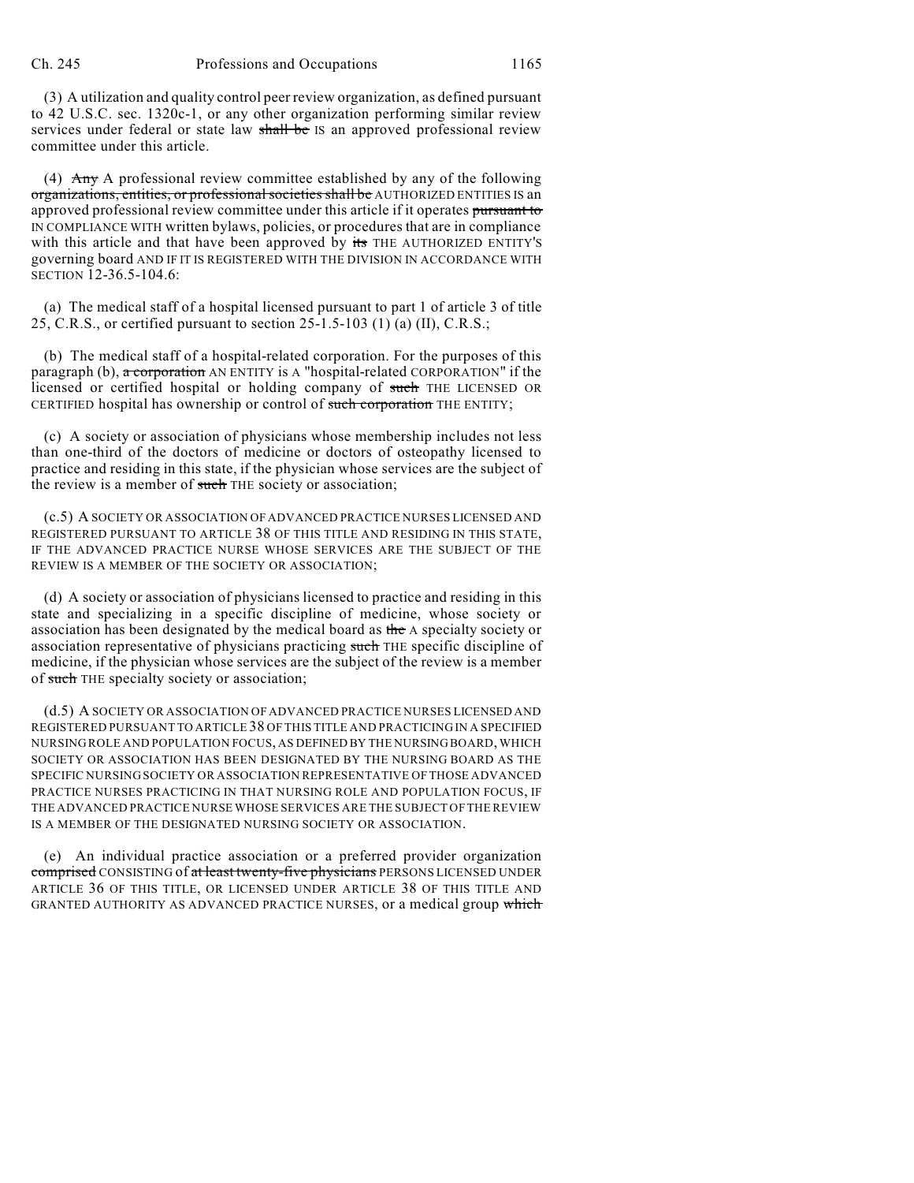(3) A utilization and quality control peer review organization, as defined pursuant to 42 U.S.C. sec. 1320c-1, or any other organization performing similar review services under federal or state law ~~shall be~~ IS an approved professional review committee under this article.

(4) ~~Any~~ A professional review committee established by any of the following ~~organizations, entities, or professional societies shall be~~ AUTHORIZED ENTITIES IS an approved professional review committee under this article if it operates ~~pursuant to~~ IN COMPLIANCE WITH written bylaws, policies, or procedures that are in compliance with this article and that have been approved by ~~its~~ THE AUTHORIZED ENTITY'S governing board AND IF IT IS REGISTERED WITH THE DIVISION IN ACCORDANCE WITH SECTION 12-36.5-104.6:

(a) The medical staff of a hospital licensed pursuant to part 1 of article 3 of title 25, C.R.S., or certified pursuant to section 25-1.5-103 (1) (a) (II), C.R.S.;

(b) The medical staff of a hospital-related corporation. For the purposes of this paragraph (b), ~~a corporation~~ AN ENTITY is A "hospital-related CORPORATION" if the licensed or certified hospital or holding company of ~~such~~ THE LICENSED OR CERTIFIED hospital has ownership or control of ~~such corporation~~ THE ENTITY;

(c) A society or association of physicians whose membership includes not less than one-third of the doctors of medicine or doctors of osteopathy licensed to practice and residing in this state, if the physician whose services are the subject of the review is a member of ~~such~~ THE society or association;

(c.5) A SOCIETY OR ASSOCIATION OF ADVANCED PRACTICE NURSES LICENSED AND REGISTERED PURSUANT TO ARTICLE 38 OF THIS TITLE AND RESIDING IN THIS STATE, IF THE ADVANCED PRACTICE NURSE WHOSE SERVICES ARE THE SUBJECT OF THE REVIEW IS A MEMBER OF THE SOCIETY OR ASSOCIATION;

(d) A society or association of physicians licensed to practice and residing in this state and specializing in a specific discipline of medicine, whose society or association has been designated by the medical board as ~~the~~ A specialty society or association representative of physicians practicing ~~such~~ THE specific discipline of medicine, if the physician whose services are the subject of the review is a member of ~~such~~ THE specialty society or association;

(d.5) A SOCIETY OR ASSOCIATION OF ADVANCED PRACTICE NURSES LICENSED AND REGISTERED PURSUANT TO ARTICLE 38 OF THIS TITLE AND PRACTICING IN A SPECIFIED NURSING ROLE AND POPULATION FOCUS, AS DEFINED BY THE NURSING BOARD, WHICH SOCIETY OR ASSOCIATION HAS BEEN DESIGNATED BY THE NURSING BOARD AS THE SPECIFIC NURSING SOCIETY OR ASSOCIATION REPRESENTATIVE OF THOSE ADVANCED PRACTICE NURSES PRACTICING IN THAT NURSING ROLE AND POPULATION FOCUS, IF THE ADVANCED PRACTICE NURSE WHOSE SERVICES ARE THE SUBJECT OF THE REVIEW IS A MEMBER OF THE DESIGNATED NURSING SOCIETY OR ASSOCIATION.

(e) An individual practice association or a preferred provider organization ~~comprised~~ CONSISTING of ~~at least twenty-five physicians~~ PERSONS LICENSED UNDER ARTICLE 36 OF THIS TITLE, OR LICENSED UNDER ARTICLE 38 OF THIS TITLE AND GRANTED AUTHORITY AS ADVANCED PRACTICE NURSES, or a medical group ~~which~~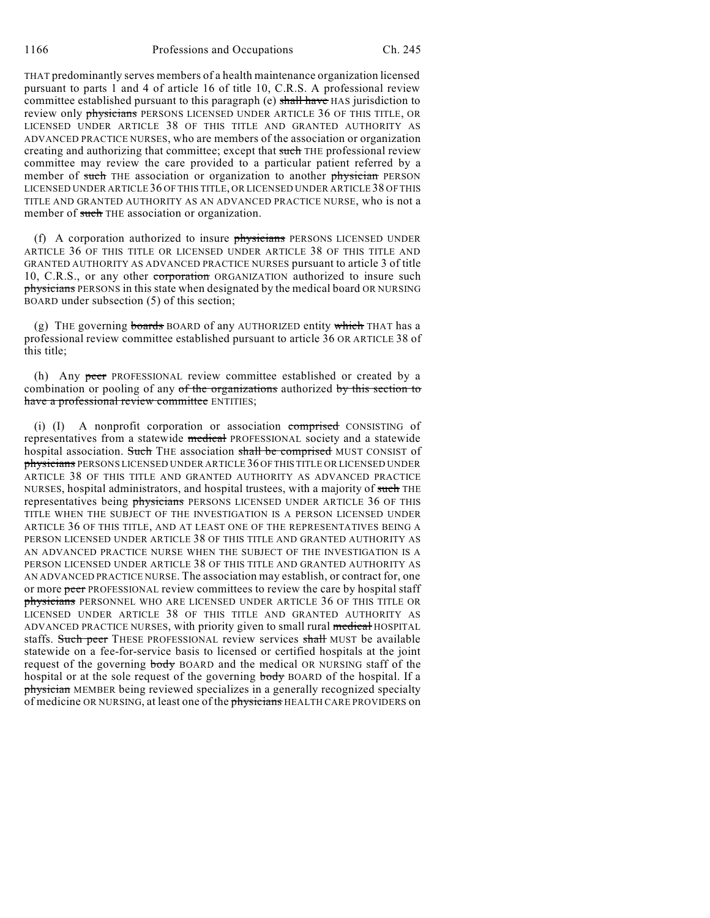THAT predominantly serves members of a health maintenance organization licensed pursuant to parts 1 and 4 of article 16 of title 10, C.R.S. A professional review committee established pursuant to this paragraph (e) ~~shall have~~ HAS jurisdiction to review only ~~physicians~~ PERSONS LICENSED UNDER ARTICLE 36 OF THIS TITLE, OR LICENSED UNDER ARTICLE 38 OF THIS TITLE AND GRANTED AUTHORITY AS ADVANCED PRACTICE NURSES, who are members of the association or organization creating and authorizing that committee; except that ~~such~~ THE professional review committee may review the care provided to a particular patient referred by a member of ~~such~~ THE association or organization to another ~~physician~~ PERSON LICENSED UNDER ARTICLE 36 OF THIS TITLE, OR LICENSED UNDER ARTICLE 38 OF THIS TITLE AND GRANTED AUTHORITY AS AN ADVANCED PRACTICE NURSE, who is not a member of ~~such~~ THE association or organization.

(f) A corporation authorized to insure ~~physicians~~ PERSONS LICENSED UNDER ARTICLE 36 OF THIS TITLE OR LICENSED UNDER ARTICLE 38 OF THIS TITLE AND GRANTED AUTHORITY AS ADVANCED PRACTICE NURSES pursuant to article 3 of title 10, C.R.S., or any other ~~corporation~~ ORGANIZATION authorized to insure such ~~physicians~~ PERSONS in this state when designated by the medical board OR NURSING BOARD under subsection (5) of this section;

(g) THE governing ~~boards~~ BOARD of any AUTHORIZED entity ~~which~~ THAT has a professional review committee established pursuant to article 36 OR ARTICLE 38 of this title;

(h) Any ~~peer~~ PROFESSIONAL review committee established or created by a combination or pooling of any ~~of the organizations~~ authorized ~~by this section to have a professional review committee~~ ENTITIES;

(i) (I) A nonprofit corporation or association ~~comprised~~ CONSISTING of representatives from a statewide ~~medical~~ PROFESSIONAL society and a statewide hospital association. ~~Such~~ THE association ~~shall be comprised~~ MUST CONSIST of ~~physicians~~ PERSONS LICENSED UNDER ARTICLE 36 OF THIS TITLE OR LICENSED UNDER ARTICLE 38 OF THIS TITLE AND GRANTED AUTHORITY AS ADVANCED PRACTICE NURSES, hospital administrators, and hospital trustees, with a majority of ~~such~~ THE representatives being ~~physicians~~ PERSONS LICENSED UNDER ARTICLE 36 OF THIS TITLE WHEN THE SUBJECT OF THE INVESTIGATION IS A PERSON LICENSED UNDER ARTICLE 36 OF THIS TITLE, AND AT LEAST ONE OF THE REPRESENTATIVES BEING A PERSON LICENSED UNDER ARTICLE 38 OF THIS TITLE AND GRANTED AUTHORITY AS AN ADVANCED PRACTICE NURSE WHEN THE SUBJECT OF THE INVESTIGATION IS A PERSON LICENSED UNDER ARTICLE 38 OF THIS TITLE AND GRANTED AUTHORITY AS AN ADVANCED PRACTICE NURSE. The association may establish, or contract for, one or more ~~peer~~ PROFESSIONAL review committees to review the care by hospital staff ~~physicians~~ PERSONNEL WHO ARE LICENSED UNDER ARTICLE 36 OF THIS TITLE OR LICENSED UNDER ARTICLE 38 OF THIS TITLE AND GRANTED AUTHORITY AS ADVANCED PRACTICE NURSES, with priority given to small rural ~~medical~~ HOSPITAL staffs. ~~Such peer~~ THESE PROFESSIONAL review services ~~shall~~ MUST be available statewide on a fee-for-service basis to licensed or certified hospitals at the joint request of the governing ~~body~~ BOARD and the medical OR NURSING staff of the hospital or at the sole request of the governing ~~body~~ BOARD of the hospital. If a ~~physician~~ MEMBER being reviewed specializes in a generally recognized specialty of medicine OR NURSING, at least one of the ~~physicians~~ HEALTH CARE PROVIDERS on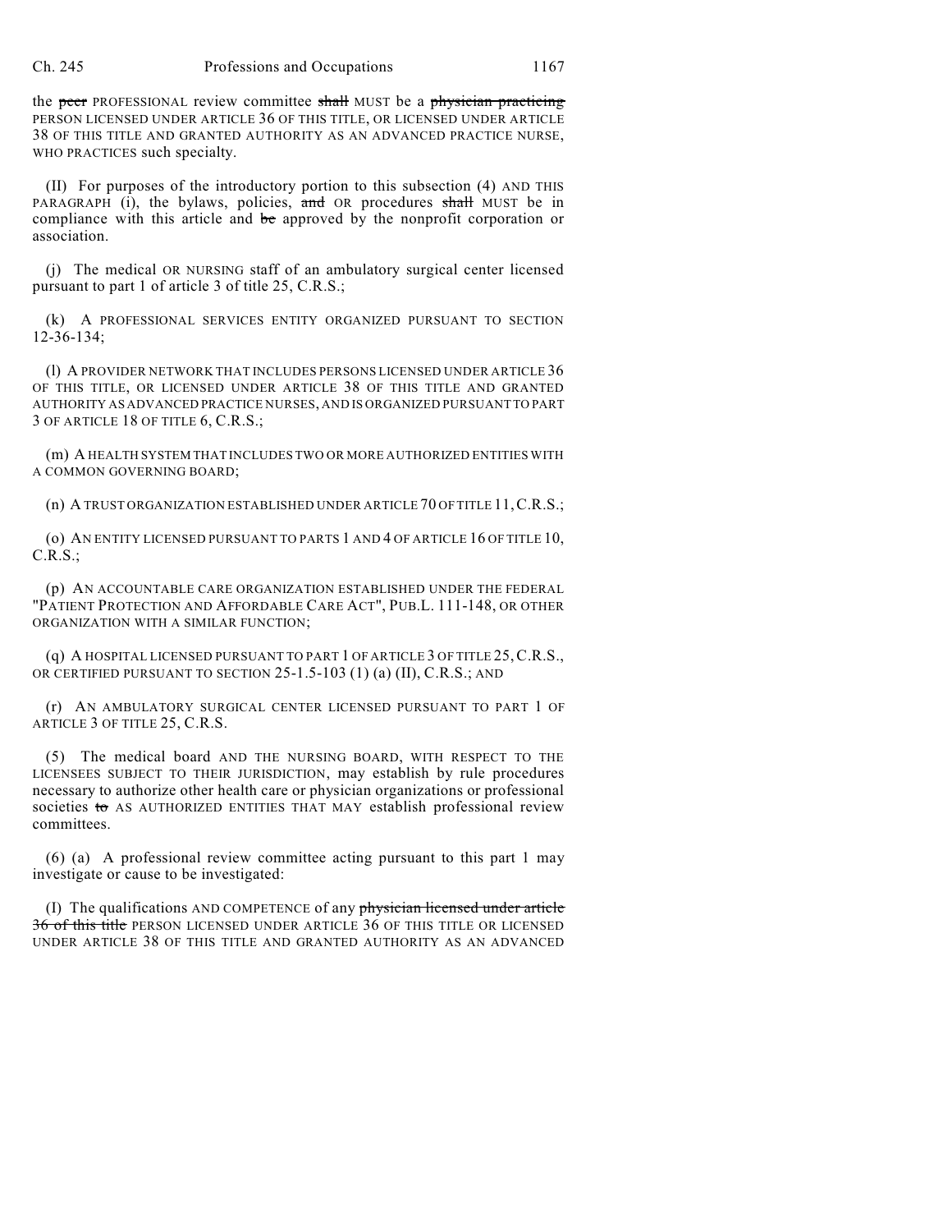the ~~peer~~ PROFESSIONAL review committee ~~shall~~ MUST be a ~~physician practicing~~ PERSON LICENSED UNDER ARTICLE 36 OF THIS TITLE, OR LICENSED UNDER ARTICLE 38 OF THIS TITLE AND GRANTED AUTHORITY AS AN ADVANCED PRACTICE NURSE, WHO PRACTICES such specialty.

(II) For purposes of the introductory portion to this subsection (4) AND THIS PARAGRAPH (i), the bylaws, policies, ~~and~~ OR procedures ~~shall~~ MUST be in compliance with this article and ~~be~~ approved by the nonprofit corporation or association.

(j) The medical OR NURSING staff of an ambulatory surgical center licensed pursuant to part 1 of article 3 of title 25, C.R.S.;

(k) A PROFESSIONAL SERVICES ENTITY ORGANIZED PURSUANT TO SECTION 12-36-134;

(l) A PROVIDER NETWORK THAT INCLUDES PERSONS LICENSED UNDER ARTICLE 36 OF THIS TITLE, OR LICENSED UNDER ARTICLE 38 OF THIS TITLE AND GRANTED AUTHORITY AS ADVANCED PRACTICE NURSES, AND IS ORGANIZED PURSUANT TO PART 3 OF ARTICLE 18 OF TITLE 6, C.R.S.;

(m) A HEALTH SYSTEM THAT INCLUDES TWO OR MORE AUTHORIZED ENTITIES WITH A COMMON GOVERNING BOARD;

(n) A TRUST ORGANIZATION ESTABLISHED UNDER ARTICLE 70 OF TITLE 11, C.R.S.;

(o) AN ENTITY LICENSED PURSUANT TO PARTS 1 AND 4 OF ARTICLE 16 OF TITLE 10, C.R.S.;

(p) AN ACCOUNTABLE CARE ORGANIZATION ESTABLISHED UNDER THE FEDERAL "PATIENT PROTECTION AND AFFORDABLE CARE ACT", PUB.L. 111-148, OR OTHER ORGANIZATION WITH A SIMILAR FUNCTION;

(q) A HOSPITAL LICENSED PURSUANT TO PART 1 OF ARTICLE 3 OF TITLE 25, C.R.S., OR CERTIFIED PURSUANT TO SECTION 25-1.5-103 (1) (a) (II), C.R.S.; AND

(r) AN AMBULATORY SURGICAL CENTER LICENSED PURSUANT TO PART 1 OF ARTICLE 3 OF TITLE 25, C.R.S.

(5) The medical board AND THE NURSING BOARD, WITH RESPECT TO THE LICENSEES SUBJECT TO THEIR JURISDICTION, may establish by rule procedures necessary to authorize other health care or physician organizations or professional societies ~~to~~ AS AUTHORIZED ENTITIES THAT MAY establish professional review committees.

(6) (a) A professional review committee acting pursuant to this part 1 may investigate or cause to be investigated:

(I) The qualifications AND COMPETENCE of any ~~physician licensed under article 36 of this title~~ PERSON LICENSED UNDER ARTICLE 36 OF THIS TITLE OR LICENSED UNDER ARTICLE 38 OF THIS TITLE AND GRANTED AUTHORITY AS AN ADVANCED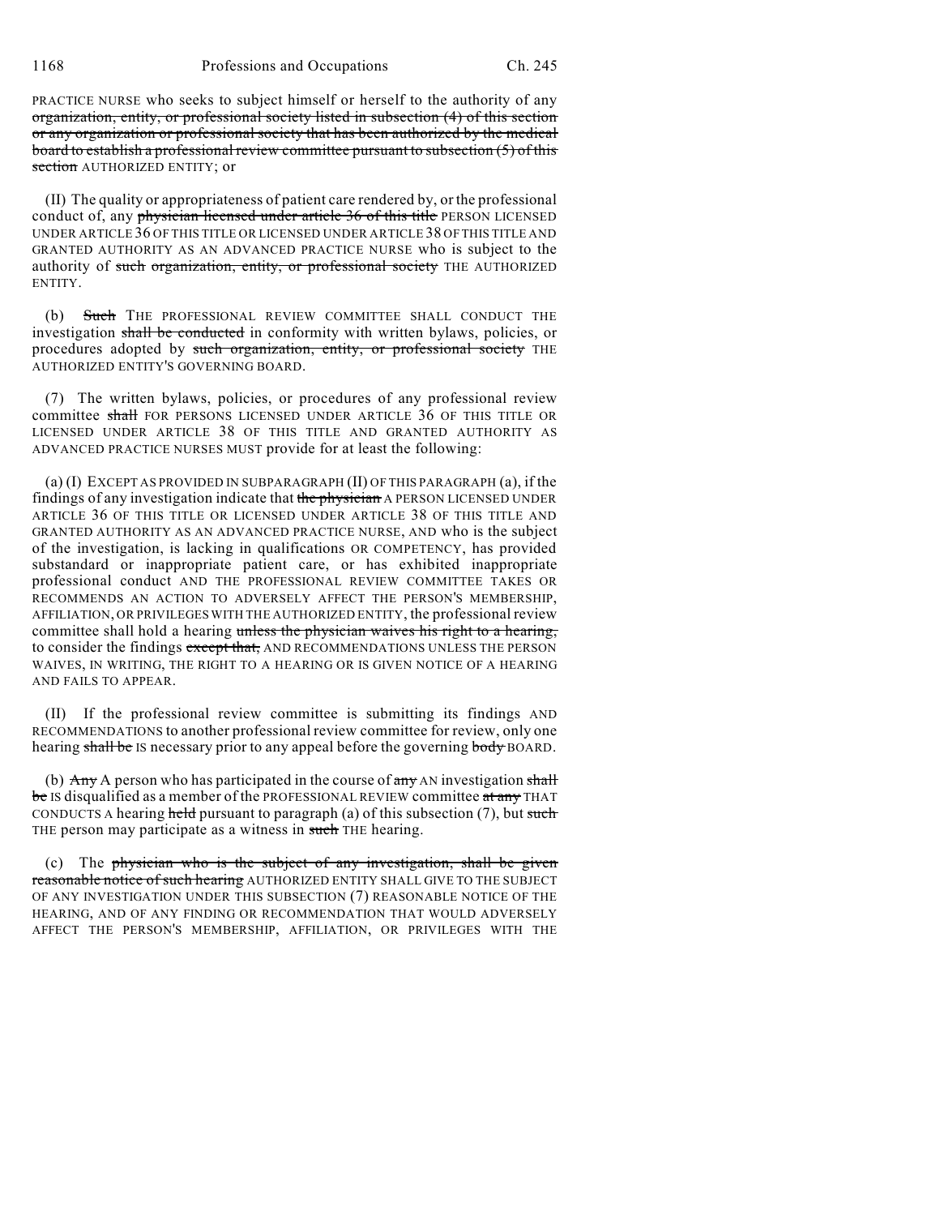PRACTICE NURSE who seeks to subject himself or herself to the authority of any ~~organization, entity, or professional society listed in subsection (4) of this section or any organization or professional society that has been authorized by the medical board to establish a professional review committee pursuant to subsection (5) of this section~~ AUTHORIZED ENTITY; or

(II) The quality or appropriateness of patient care rendered by, or the professional conduct of, any ~~physician licensed under article 36 of this title~~ PERSON LICENSED UNDER ARTICLE 36 OF THIS TITLE OR LICENSED UNDER ARTICLE 38 OF THIS TITLE AND GRANTED AUTHORITY AS AN ADVANCED PRACTICE NURSE who is subject to the authority of ~~such organization, entity, or professional society~~ THE AUTHORIZED ENTITY.

(b) ~~Such~~ THE PROFESSIONAL REVIEW COMMITTEE SHALL CONDUCT THE investigation ~~shall be conducted~~ in conformity with written bylaws, policies, or procedures adopted by ~~such organization, entity, or professional society~~ THE AUTHORIZED ENTITY'S GOVERNING BOARD.

(7) The written bylaws, policies, or procedures of any professional review committee ~~shall~~ FOR PERSONS LICENSED UNDER ARTICLE 36 OF THIS TITLE OR LICENSED UNDER ARTICLE 38 OF THIS TITLE AND GRANTED AUTHORITY AS ADVANCED PRACTICE NURSES MUST provide for at least the following:

(a) (I) EXCEPT AS PROVIDED IN SUBPARAGRAPH (II) OF THIS PARAGRAPH (a), if the findings of any investigation indicate that ~~the physician~~ A PERSON LICENSED UNDER ARTICLE 36 OF THIS TITLE OR LICENSED UNDER ARTICLE 38 OF THIS TITLE AND GRANTED AUTHORITY AS AN ADVANCED PRACTICE NURSE, AND who is the subject of the investigation, is lacking in qualifications OR COMPETENCY, has provided substandard or inappropriate patient care, or has exhibited inappropriate professional conduct AND THE PROFESSIONAL REVIEW COMMITTEE TAKES OR RECOMMENDS AN ACTION TO ADVERSELY AFFECT THE PERSON'S MEMBERSHIP, AFFILIATION, OR PRIVILEGES WITH THE AUTHORIZED ENTITY, the professional review committee shall hold a hearing ~~unless the physician waives his right to a hearing,~~ to consider the findings ~~except that,~~ AND RECOMMENDATIONS UNLESS THE PERSON WAIVES, IN WRITING, THE RIGHT TO A HEARING OR IS GIVEN NOTICE OF A HEARING AND FAILS TO APPEAR.

(II) If the professional review committee is submitting its findings AND RECOMMENDATIONS to another professional review committee for review, only one hearing ~~shall be~~ IS necessary prior to any appeal before the governing ~~body~~ BOARD.

(b) ~~Any~~ A person who has participated in the course of ~~any~~ AN investigation ~~shall be~~ IS disqualified as a member of the PROFESSIONAL REVIEW committee ~~at any~~ THAT CONDUCTS A hearing ~~held~~ pursuant to paragraph (a) of this subsection (7), but ~~such~~ THE person may participate as a witness in ~~such~~ THE hearing.

(c) The ~~physician who is the subject of any investigation, shall be given reasonable notice of such hearing~~ AUTHORIZED ENTITY SHALL GIVE TO THE SUBJECT OF ANY INVESTIGATION UNDER THIS SUBSECTION (7) REASONABLE NOTICE OF THE HEARING, AND OF ANY FINDING OR RECOMMENDATION THAT WOULD ADVERSELY AFFECT THE PERSON'S MEMBERSHIP, AFFILIATION, OR PRIVILEGES WITH THE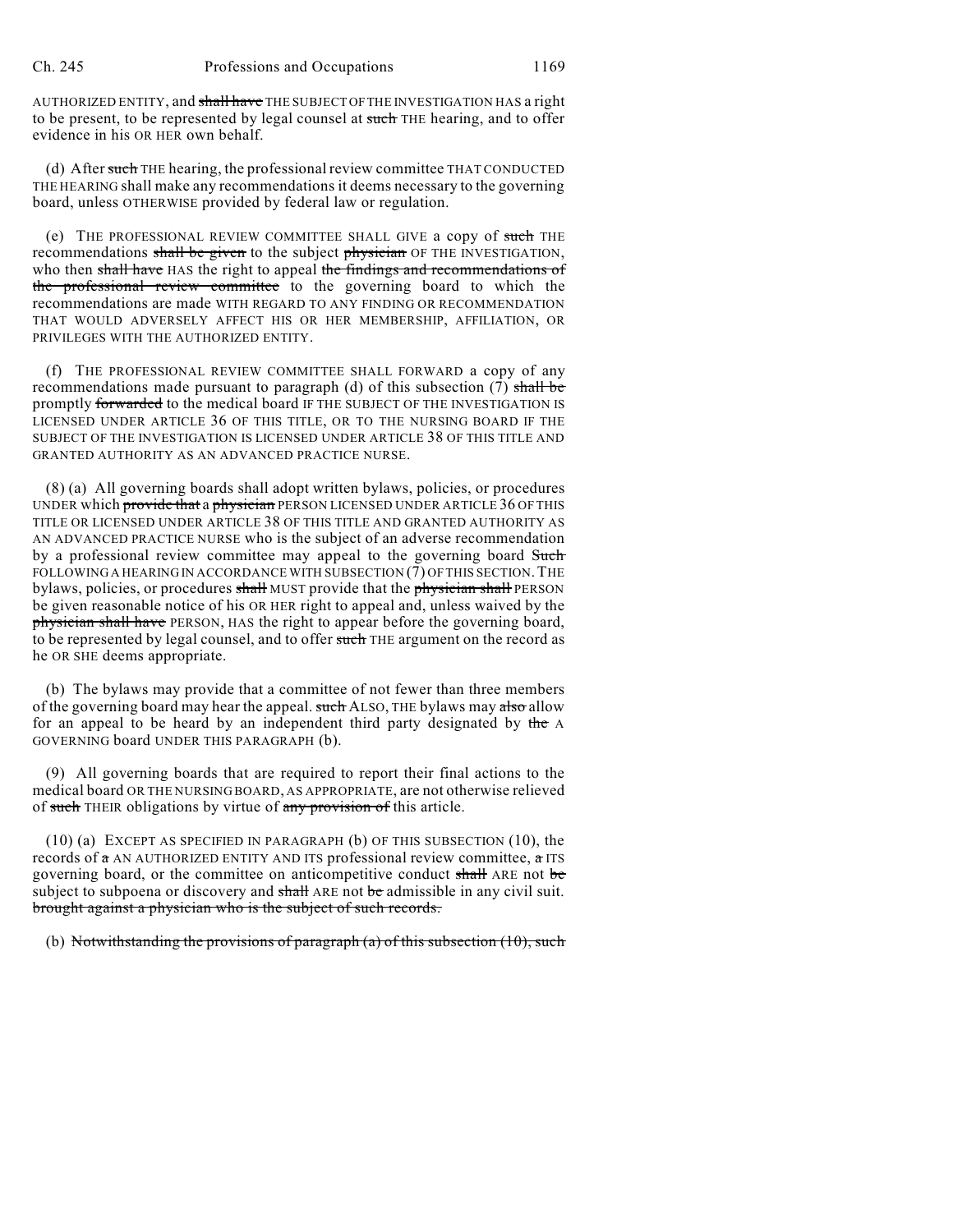AUTHORIZED ENTITY, and ~~shall have~~ THE SUBJECT OF THE INVESTIGATION HAS a right to be present, to be represented by legal counsel at ~~such~~ THE hearing, and to offer evidence in his OR HER own behalf.

(d) After ~~such~~ THE hearing, the professional review committee THAT CONDUCTED THE HEARING shall make any recommendations it deems necessary to the governing board, unless OTHERWISE provided by federal law or regulation.

(e) THE PROFESSIONAL REVIEW COMMITTEE SHALL GIVE a copy of ~~such~~ THE recommendations ~~shall be given~~ to the subject ~~physician~~ OF THE INVESTIGATION, who then ~~shall have~~ HAS the right to appeal ~~the findings and recommendations of the professional review committee~~ to the governing board to which the recommendations are made WITH REGARD TO ANY FINDING OR RECOMMENDATION THAT WOULD ADVERSELY AFFECT HIS OR HER MEMBERSHIP, AFFILIATION, OR PRIVILEGES WITH THE AUTHORIZED ENTITY.

(f) THE PROFESSIONAL REVIEW COMMITTEE SHALL FORWARD a copy of any recommendations made pursuant to paragraph (d) of this subsection (7) ~~shall be~~ promptly ~~forwarded~~ to the medical board IF THE SUBJECT OF THE INVESTIGATION IS LICENSED UNDER ARTICLE 36 OF THIS TITLE, OR TO THE NURSING BOARD IF THE SUBJECT OF THE INVESTIGATION IS LICENSED UNDER ARTICLE 38 OF THIS TITLE AND GRANTED AUTHORITY AS AN ADVANCED PRACTICE NURSE.

(8) (a) All governing boards shall adopt written bylaws, policies, or procedures UNDER which ~~provide that~~ a ~~physician~~ PERSON LICENSED UNDER ARTICLE 36 OF THIS TITLE OR LICENSED UNDER ARTICLE 38 OF THIS TITLE AND GRANTED AUTHORITY AS AN ADVANCED PRACTICE NURSE who is the subject of an adverse recommendation by a professional review committee may appeal to the governing board ~~Such~~ FOLLOWING A HEARING IN ACCORDANCE WITH SUBSECTION (7) OF THIS SECTION. THE bylaws, policies, or procedures ~~shall~~ MUST provide that the ~~physician shall~~ PERSON be given reasonable notice of his OR HER right to appeal and, unless waived by the ~~physician shall have~~ PERSON, HAS the right to appear before the governing board, to be represented by legal counsel, and to offer ~~such~~ THE argument on the record as he OR SHE deems appropriate.

(b) The bylaws may provide that a committee of not fewer than three members of the governing board may hear the appeal. ~~such~~ ALSO, THE bylaws may ~~also~~ allow for an appeal to be heard by an independent third party designated by ~~the~~ A GOVERNING board UNDER THIS PARAGRAPH (b).

(9) All governing boards that are required to report their final actions to the medical board OR THE NURSING BOARD, AS APPROPRIATE, are not otherwise relieved of ~~such~~ THEIR obligations by virtue of ~~any provision of~~ this article.

(10) (a) EXCEPT AS SPECIFIED IN PARAGRAPH (b) OF THIS SUBSECTION (10), the records of ~~a~~ AN AUTHORIZED ENTITY AND ITS professional review committee, ~~a~~ ITS governing board, or the committee on anticompetitive conduct ~~shall~~ ARE not ~~be~~ subject to subpoena or discovery and ~~shall~~ ARE not ~~be~~ admissible in any civil suit. ~~brought against a physician who is the subject of such records.~~

(b) ~~Notwithstanding the provisions of paragraph (a) of this subsection (10), such~~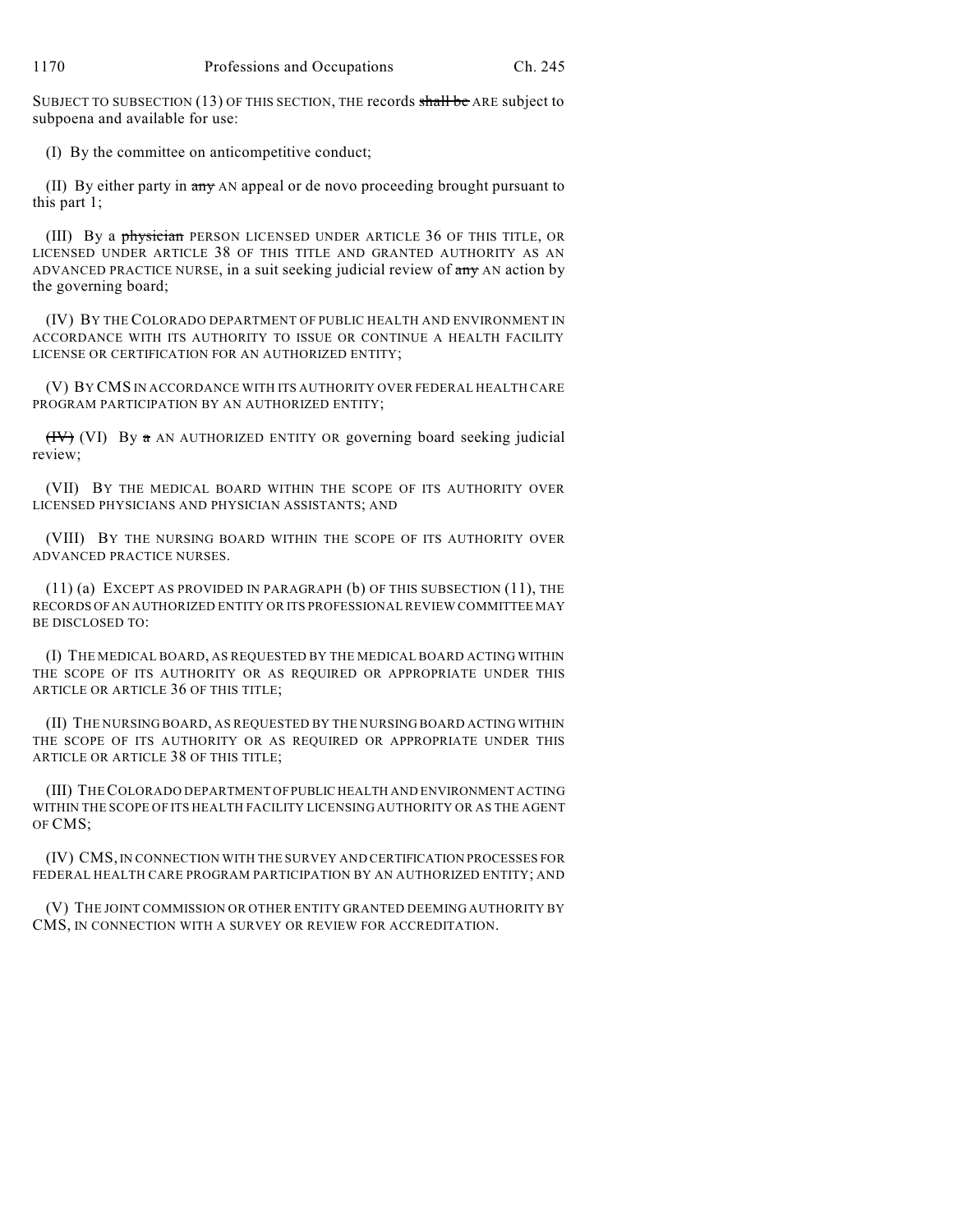SUBJECT TO SUBSECTION (13) OF THIS SECTION, THE records ~~shall be~~ ARE subject to subpoena and available for use:

(I) By the committee on anticompetitive conduct;

(II) By either party in ~~any~~ AN appeal or de novo proceeding brought pursuant to this part 1;

(III) By a ~~physician~~ PERSON LICENSED UNDER ARTICLE 36 OF THIS TITLE, OR LICENSED UNDER ARTICLE 38 OF THIS TITLE AND GRANTED AUTHORITY AS AN ADVANCED PRACTICE NURSE, in a suit seeking judicial review of ~~any~~ AN action by the governing board;

(IV) BY THE COLORADO DEPARTMENT OF PUBLIC HEALTH AND ENVIRONMENT IN ACCORDANCE WITH ITS AUTHORITY TO ISSUE OR CONTINUE A HEALTH FACILITY LICENSE OR CERTIFICATION FOR AN AUTHORIZED ENTITY;

(V) BY CMS IN ACCORDANCE WITH ITS AUTHORITY OVER FEDERAL HEALTH CARE PROGRAM PARTICIPATION BY AN AUTHORIZED ENTITY;

~~(IV)~~ (VI) By ~~a~~ AN AUTHORIZED ENTITY OR governing board seeking judicial review;

(VII) BY THE MEDICAL BOARD WITHIN THE SCOPE OF ITS AUTHORITY OVER LICENSED PHYSICIANS AND PHYSICIAN ASSISTANTS; AND

(VIII) BY THE NURSING BOARD WITHIN THE SCOPE OF ITS AUTHORITY OVER ADVANCED PRACTICE NURSES.

(11) (a) EXCEPT AS PROVIDED IN PARAGRAPH (b) OF THIS SUBSECTION (11), THE RECORDS OF AN AUTHORIZED ENTITY OR ITS PROFESSIONAL REVIEW COMMITTEE MAY BE DISCLOSED TO:

(I) THE MEDICAL BOARD, AS REQUESTED BY THE MEDICAL BOARD ACTING WITHIN THE SCOPE OF ITS AUTHORITY OR AS REQUIRED OR APPROPRIATE UNDER THIS ARTICLE OR ARTICLE 36 OF THIS TITLE;

(II) THE NURSING BOARD, AS REQUESTED BY THE NURSING BOARD ACTING WITHIN THE SCOPE OF ITS AUTHORITY OR AS REQUIRED OR APPROPRIATE UNDER THIS ARTICLE OR ARTICLE 38 OF THIS TITLE;

(III) THE COLORADO DEPARTMENT OF PUBLIC HEALTH AND ENVIRONMENT ACTING WITHIN THE SCOPE OF ITS HEALTH FACILITY LICENSING AUTHORITY OR AS THE AGENT OF CMS;

(IV) CMS, IN CONNECTION WITH THE SURVEY AND CERTIFICATION PROCESSES FOR FEDERAL HEALTH CARE PROGRAM PARTICIPATION BY AN AUTHORIZED ENTITY; AND

(V) THE JOINT COMMISSION OR OTHER ENTITY GRANTED DEEMING AUTHORITY BY CMS, IN CONNECTION WITH A SURVEY OR REVIEW FOR ACCREDITATION.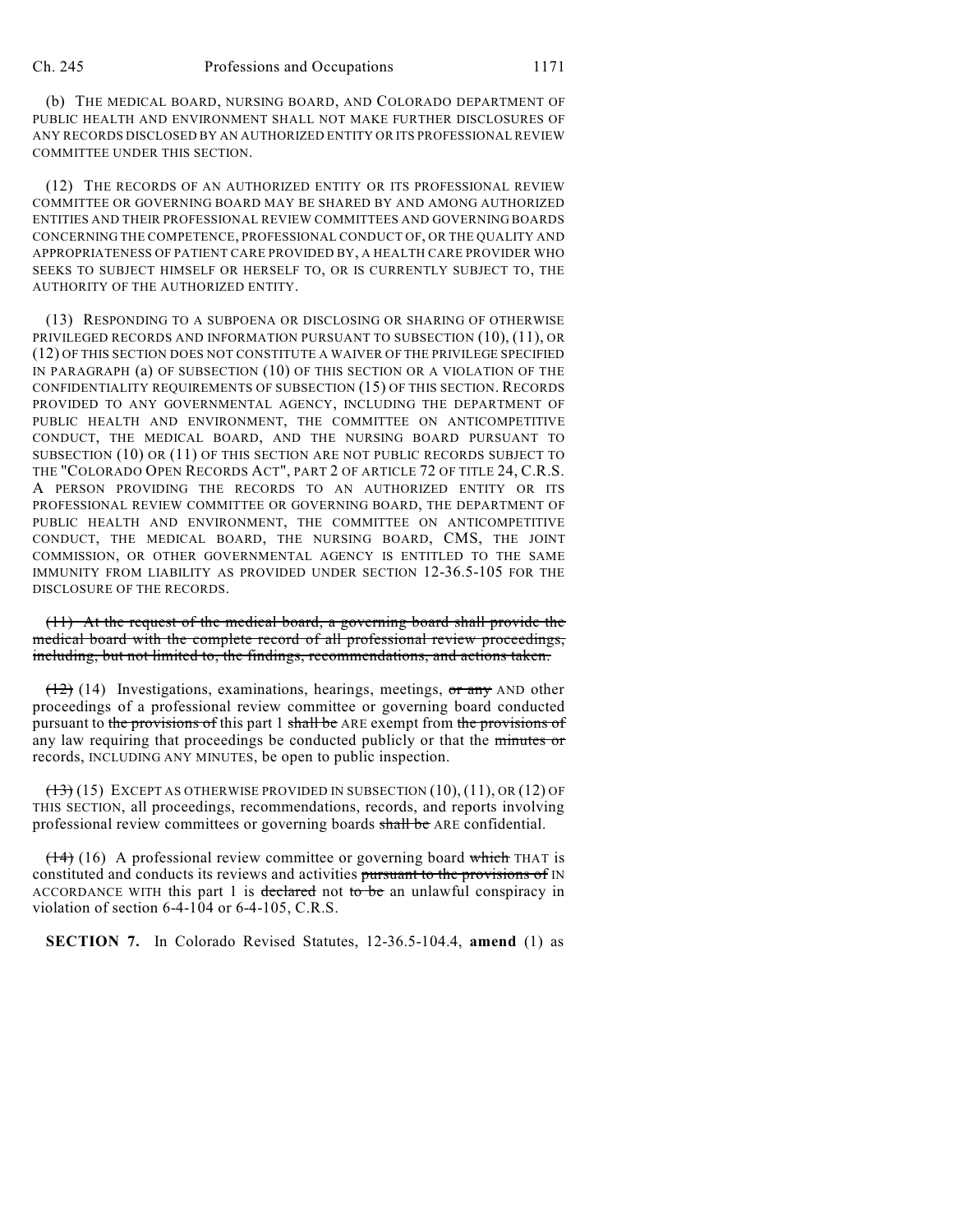(b) THE MEDICAL BOARD, NURSING BOARD, AND COLORADO DEPARTMENT OF PUBLIC HEALTH AND ENVIRONMENT SHALL NOT MAKE FURTHER DISCLOSURES OF ANY RECORDS DISCLOSED BY AN AUTHORIZED ENTITY OR ITS PROFESSIONAL REVIEW COMMITTEE UNDER THIS SECTION.

(12) THE RECORDS OF AN AUTHORIZED ENTITY OR ITS PROFESSIONAL REVIEW COMMITTEE OR GOVERNING BOARD MAY BE SHARED BY AND AMONG AUTHORIZED ENTITIES AND THEIR PROFESSIONAL REVIEW COMMITTEES AND GOVERNING BOARDS CONCERNING THE COMPETENCE, PROFESSIONAL CONDUCT OF, OR THE QUALITY AND APPROPRIATENESS OF PATIENT CARE PROVIDED BY, A HEALTH CARE PROVIDER WHO SEEKS TO SUBJECT HIMSELF OR HERSELF TO, OR IS CURRENTLY SUBJECT TO, THE AUTHORITY OF THE AUTHORIZED ENTITY.

(13) RESPONDING TO A SUBPOENA OR DISCLOSING OR SHARING OF OTHERWISE PRIVILEGED RECORDS AND INFORMATION PURSUANT TO SUBSECTION (10), (11), OR (12) OF THIS SECTION DOES NOT CONSTITUTE A WAIVER OF THE PRIVILEGE SPECIFIED IN PARAGRAPH (a) OF SUBSECTION (10) OF THIS SECTION OR A VIOLATION OF THE CONFIDENTIALITY REQUIREMENTS OF SUBSECTION (15) OF THIS SECTION. RECORDS PROVIDED TO ANY GOVERNMENTAL AGENCY, INCLUDING THE DEPARTMENT OF PUBLIC HEALTH AND ENVIRONMENT, THE COMMITTEE ON ANTICOMPETITIVE CONDUCT, THE MEDICAL BOARD, AND THE NURSING BOARD PURSUANT TO SUBSECTION (10) OR (11) OF THIS SECTION ARE NOT PUBLIC RECORDS SUBJECT TO THE "COLORADO OPEN RECORDS ACT", PART 2 OF ARTICLE 72 OF TITLE 24, C.R.S. A PERSON PROVIDING THE RECORDS TO AN AUTHORIZED ENTITY OR ITS PROFESSIONAL REVIEW COMMITTEE OR GOVERNING BOARD, THE DEPARTMENT OF PUBLIC HEALTH AND ENVIRONMENT, THE COMMITTEE ON ANTICOMPETITIVE CONDUCT, THE MEDICAL BOARD, THE NURSING BOARD, CMS, THE JOINT COMMISSION, OR OTHER GOVERNMENTAL AGENCY IS ENTITLED TO THE SAME IMMUNITY FROM LIABILITY AS PROVIDED UNDER SECTION 12-36.5-105 FOR THE DISCLOSURE OF THE RECORDS.

~~(11) At the request of the medical board, a governing board shall provide the medical board with the complete record of all professional review proceedings, including, but not limited to, the findings, recommendations, and actions taken.~~

~~(12)~~ (14) Investigations, examinations, hearings, meetings, ~~or any~~ AND other proceedings of a professional review committee or governing board conducted pursuant to ~~the provisions of~~ this part 1 ~~shall be~~ ARE exempt from ~~the provisions of~~ any law requiring that proceedings be conducted publicly or that the ~~minutes or~~ records, INCLUDING ANY MINUTES, be open to public inspection.

~~(13)~~ (15) EXCEPT AS OTHERWISE PROVIDED IN SUBSECTION (10), (11), OR (12) OF THIS SECTION, all proceedings, recommendations, records, and reports involving professional review committees or governing boards ~~shall be~~ ARE confidential.

~~(14)~~ (16) A professional review committee or governing board ~~which~~ THAT is constituted and conducts its reviews and activities ~~pursuant to the provisions of~~ IN ACCORDANCE WITH this part 1 is ~~declared~~ not ~~to be~~ an unlawful conspiracy in violation of section 6-4-104 or 6-4-105, C.R.S.

**SECTION 7.** In Colorado Revised Statutes, 12-36.5-104.4, **amend** (1) as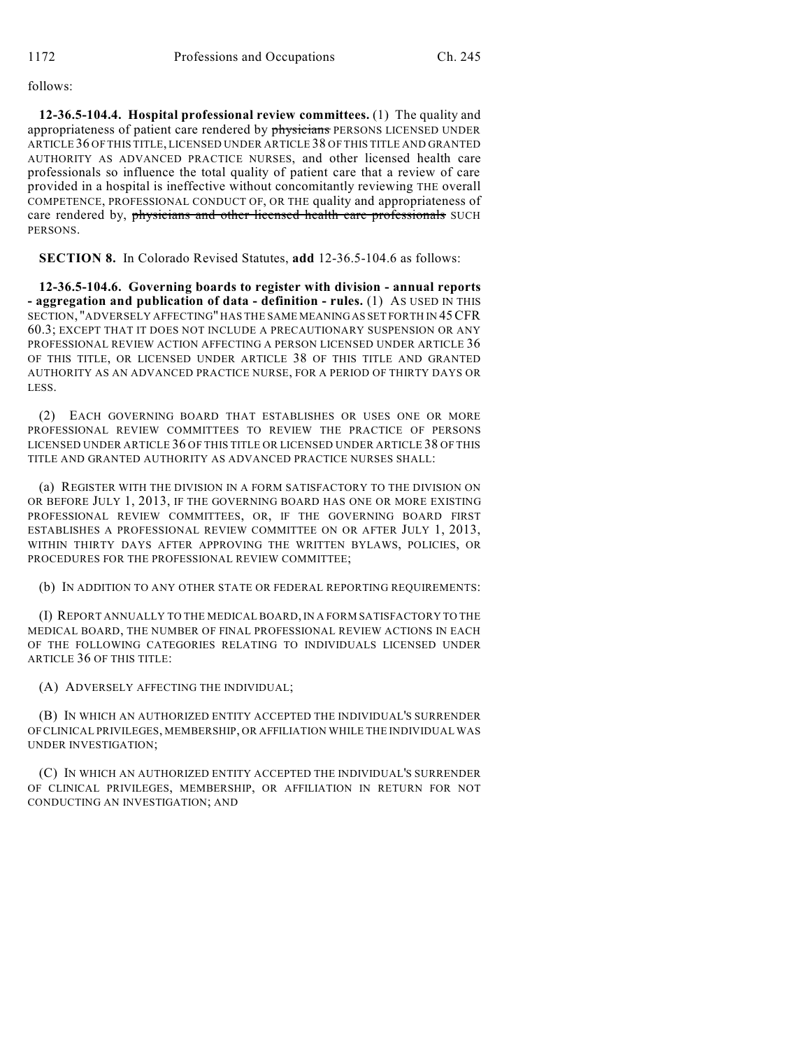follows:

**12-36.5-104.4. Hospital professional review committees.** (1) The quality and appropriateness of patient care rendered by ~~physicians~~ PERSONS LICENSED UNDER ARTICLE 36 OF THIS TITLE, LICENSED UNDER ARTICLE 38 OF THIS TITLE AND GRANTED AUTHORITY AS ADVANCED PRACTICE NURSES, and other licensed health care professionals so influence the total quality of patient care that a review of care provided in a hospital is ineffective without concomitantly reviewing THE overall COMPETENCE, PROFESSIONAL CONDUCT OF, OR THE quality and appropriateness of care rendered by, ~~physicians and other licensed health care professionals~~ SUCH PERSONS.

**SECTION 8.** In Colorado Revised Statutes, **add** 12-36.5-104.6 as follows:

**12-36.5-104.6. Governing boards to register with division - annual reports - aggregation and publication of data - definition - rules.** (1) AS USED IN THIS SECTION, "ADVERSELY AFFECTING" HAS THE SAME MEANING AS SET FORTH IN 45 CFR 60.3; EXCEPT THAT IT DOES NOT INCLUDE A PRECAUTIONARY SUSPENSION OR ANY PROFESSIONAL REVIEW ACTION AFFECTING A PERSON LICENSED UNDER ARTICLE 36 OF THIS TITLE, OR LICENSED UNDER ARTICLE 38 OF THIS TITLE AND GRANTED AUTHORITY AS AN ADVANCED PRACTICE NURSE, FOR A PERIOD OF THIRTY DAYS OR LESS.

(2) EACH GOVERNING BOARD THAT ESTABLISHES OR USES ONE OR MORE PROFESSIONAL REVIEW COMMITTEES TO REVIEW THE PRACTICE OF PERSONS LICENSED UNDER ARTICLE 36 OF THIS TITLE OR LICENSED UNDER ARTICLE 38 OF THIS TITLE AND GRANTED AUTHORITY AS ADVANCED PRACTICE NURSES SHALL:

(a) REGISTER WITH THE DIVISION IN A FORM SATISFACTORY TO THE DIVISION ON OR BEFORE JULY 1, 2013, IF THE GOVERNING BOARD HAS ONE OR MORE EXISTING PROFESSIONAL REVIEW COMMITTEES, OR, IF THE GOVERNING BOARD FIRST ESTABLISHES A PROFESSIONAL REVIEW COMMITTEE ON OR AFTER JULY 1, 2013, WITHIN THIRTY DAYS AFTER APPROVING THE WRITTEN BYLAWS, POLICIES, OR PROCEDURES FOR THE PROFESSIONAL REVIEW COMMITTEE;

(b) IN ADDITION TO ANY OTHER STATE OR FEDERAL REPORTING REQUIREMENTS:

(I) REPORT ANNUALLY TO THE MEDICAL BOARD, IN A FORM SATISFACTORY TO THE MEDICAL BOARD, THE NUMBER OF FINAL PROFESSIONAL REVIEW ACTIONS IN EACH OF THE FOLLOWING CATEGORIES RELATING TO INDIVIDUALS LICENSED UNDER ARTICLE 36 OF THIS TITLE:

(A) ADVERSELY AFFECTING THE INDIVIDUAL;

(B) IN WHICH AN AUTHORIZED ENTITY ACCEPTED THE INDIVIDUAL'S SURRENDER OF CLINICAL PRIVILEGES, MEMBERSHIP, OR AFFILIATION WHILE THE INDIVIDUAL WAS UNDER INVESTIGATION;

(C) IN WHICH AN AUTHORIZED ENTITY ACCEPTED THE INDIVIDUAL'S SURRENDER OF CLINICAL PRIVILEGES, MEMBERSHIP, OR AFFILIATION IN RETURN FOR NOT CONDUCTING AN INVESTIGATION; AND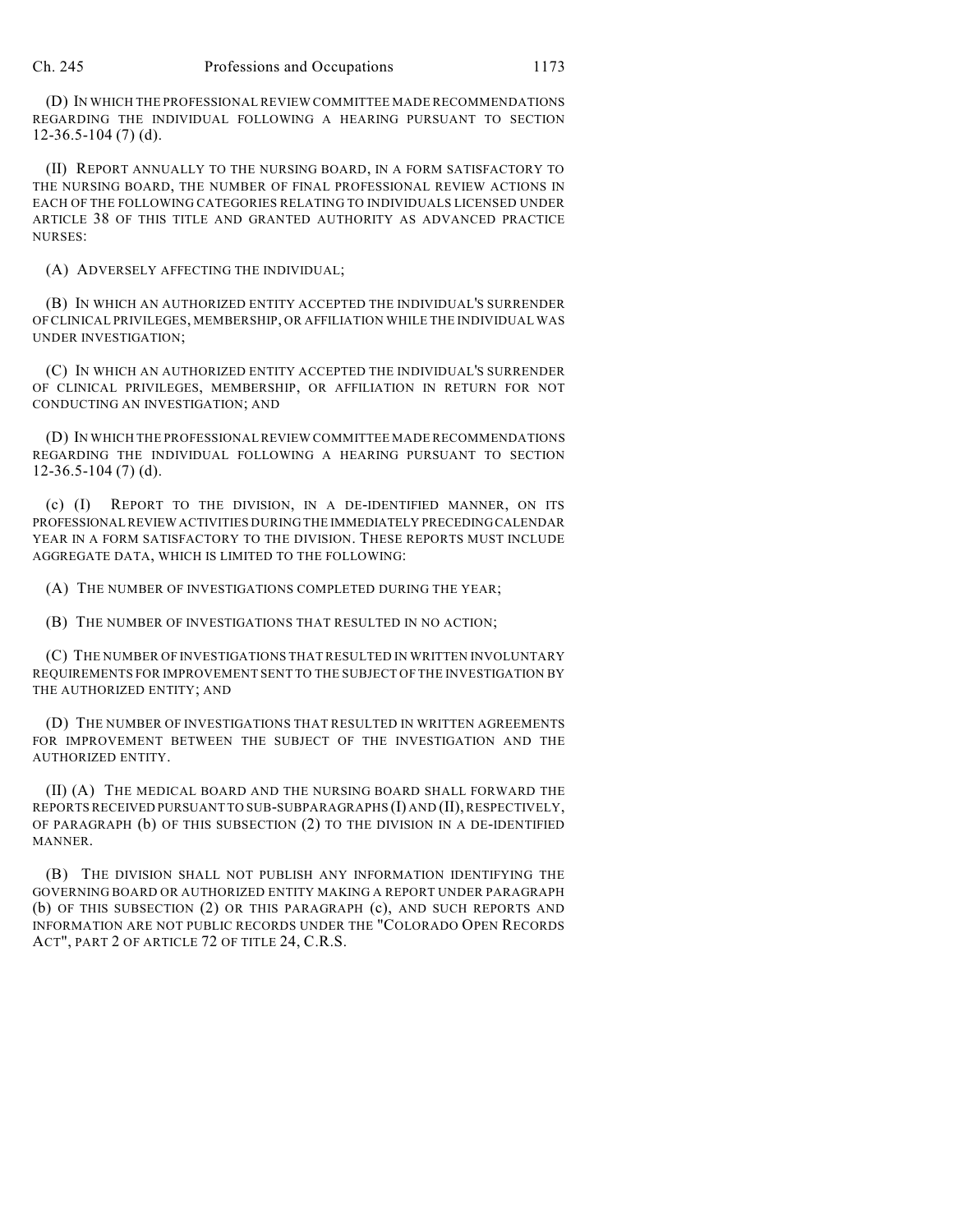(D) IN WHICH THE PROFESSIONAL REVIEW COMMITTEE MADE RECOMMENDATIONS REGARDING THE INDIVIDUAL FOLLOWING A HEARING PURSUANT TO SECTION 12-36.5-104 (7) (d).

(II) REPORT ANNUALLY TO THE NURSING BOARD, IN A FORM SATISFACTORY TO THE NURSING BOARD, THE NUMBER OF FINAL PROFESSIONAL REVIEW ACTIONS IN EACH OF THE FOLLOWING CATEGORIES RELATING TO INDIVIDUALS LICENSED UNDER ARTICLE 38 OF THIS TITLE AND GRANTED AUTHORITY AS ADVANCED PRACTICE NURSES:

(A) ADVERSELY AFFECTING THE INDIVIDUAL;

(B) IN WHICH AN AUTHORIZED ENTITY ACCEPTED THE INDIVIDUAL'S SURRENDER OF CLINICAL PRIVILEGES, MEMBERSHIP, OR AFFILIATION WHILE THE INDIVIDUAL WAS UNDER INVESTIGATION;

(C) IN WHICH AN AUTHORIZED ENTITY ACCEPTED THE INDIVIDUAL'S SURRENDER OF CLINICAL PRIVILEGES, MEMBERSHIP, OR AFFILIATION IN RETURN FOR NOT CONDUCTING AN INVESTIGATION; AND

(D) IN WHICH THE PROFESSIONAL REVIEW COMMITTEE MADE RECOMMENDATIONS REGARDING THE INDIVIDUAL FOLLOWING A HEARING PURSUANT TO SECTION 12-36.5-104 (7) (d).

(c) (I) REPORT TO THE DIVISION, IN A DE-IDENTIFIED MANNER, ON ITS PROFESSIONAL REVIEW ACTIVITIES DURING THE IMMEDIATELY PRECEDING CALENDAR YEAR IN A FORM SATISFACTORY TO THE DIVISION. THESE REPORTS MUST INCLUDE AGGREGATE DATA, WHICH IS LIMITED TO THE FOLLOWING:

(A) THE NUMBER OF INVESTIGATIONS COMPLETED DURING THE YEAR;

(B) THE NUMBER OF INVESTIGATIONS THAT RESULTED IN NO ACTION;

(C) THE NUMBER OF INVESTIGATIONS THAT RESULTED IN WRITTEN INVOLUNTARY REQUIREMENTS FOR IMPROVEMENT SENT TO THE SUBJECT OF THE INVESTIGATION BY THE AUTHORIZED ENTITY; AND

(D) THE NUMBER OF INVESTIGATIONS THAT RESULTED IN WRITTEN AGREEMENTS FOR IMPROVEMENT BETWEEN THE SUBJECT OF THE INVESTIGATION AND THE AUTHORIZED ENTITY.

(II) (A) THE MEDICAL BOARD AND THE NURSING BOARD SHALL FORWARD THE REPORTS RECEIVED PURSUANT TO SUB-SUBPARAGRAPHS (I) AND (II), RESPECTIVELY, OF PARAGRAPH (b) OF THIS SUBSECTION (2) TO THE DIVISION IN A DE-IDENTIFIED MANNER.

(B) THE DIVISION SHALL NOT PUBLISH ANY INFORMATION IDENTIFYING THE GOVERNING BOARD OR AUTHORIZED ENTITY MAKING A REPORT UNDER PARAGRAPH (b) OF THIS SUBSECTION (2) OR THIS PARAGRAPH (c), AND SUCH REPORTS AND INFORMATION ARE NOT PUBLIC RECORDS UNDER THE "COLORADO OPEN RECORDS ACT", PART 2 OF ARTICLE 72 OF TITLE 24, C.R.S.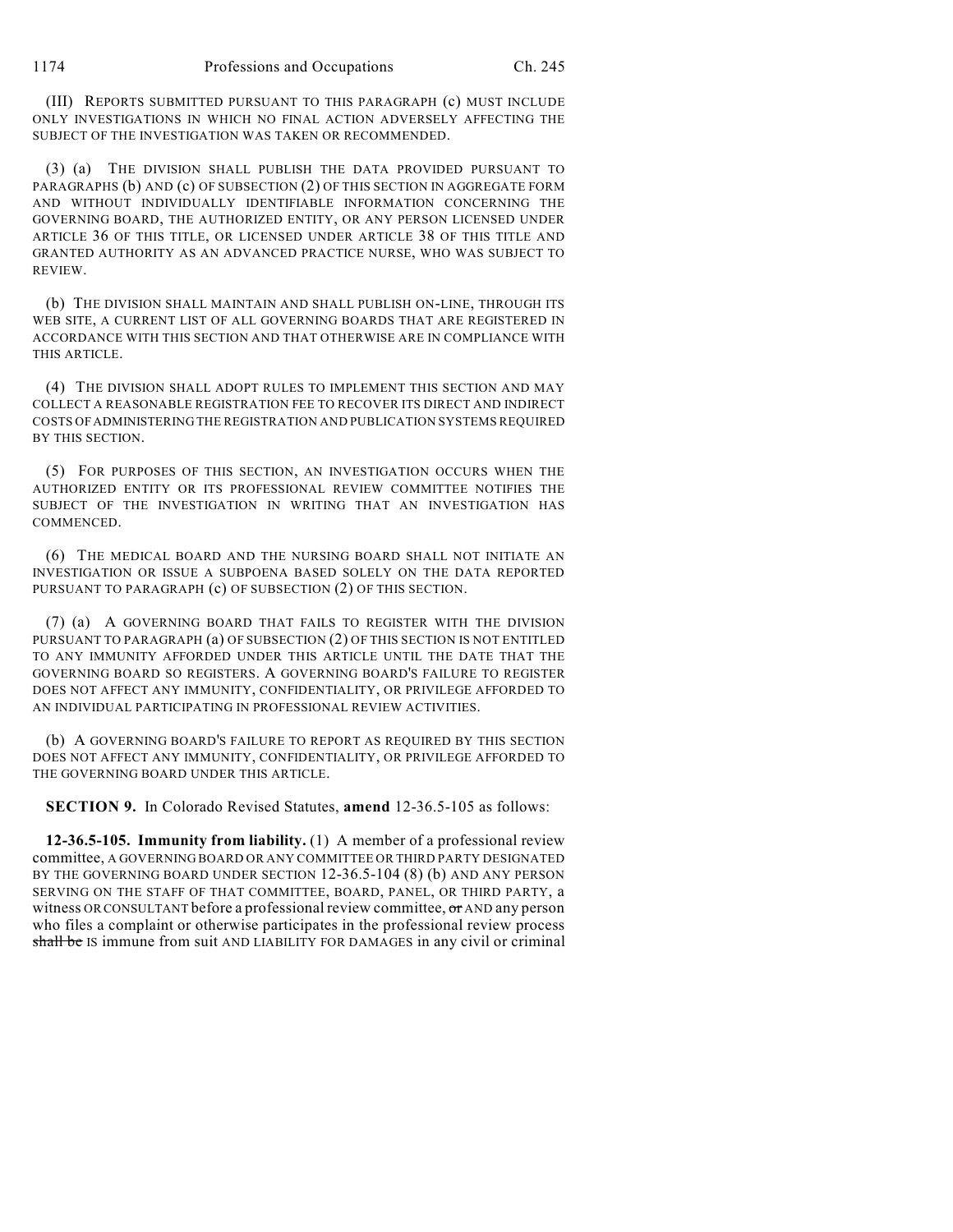(III) REPORTS SUBMITTED PURSUANT TO THIS PARAGRAPH (c) MUST INCLUDE ONLY INVESTIGATIONS IN WHICH NO FINAL ACTION ADVERSELY AFFECTING THE SUBJECT OF THE INVESTIGATION WAS TAKEN OR RECOMMENDED.

(3) (a) THE DIVISION SHALL PUBLISH THE DATA PROVIDED PURSUANT TO PARAGRAPHS (b) AND (c) OF SUBSECTION (2) OF THIS SECTION IN AGGREGATE FORM AND WITHOUT INDIVIDUALLY IDENTIFIABLE INFORMATION CONCERNING THE GOVERNING BOARD, THE AUTHORIZED ENTITY, OR ANY PERSON LICENSED UNDER ARTICLE 36 OF THIS TITLE, OR LICENSED UNDER ARTICLE 38 OF THIS TITLE AND GRANTED AUTHORITY AS AN ADVANCED PRACTICE NURSE, WHO WAS SUBJECT TO REVIEW.

(b) THE DIVISION SHALL MAINTAIN AND SHALL PUBLISH ON-LINE, THROUGH ITS WEB SITE, A CURRENT LIST OF ALL GOVERNING BOARDS THAT ARE REGISTERED IN ACCORDANCE WITH THIS SECTION AND THAT OTHERWISE ARE IN COMPLIANCE WITH THIS ARTICLE.

(4) THE DIVISION SHALL ADOPT RULES TO IMPLEMENT THIS SECTION AND MAY COLLECT A REASONABLE REGISTRATION FEE TO RECOVER ITS DIRECT AND INDIRECT COSTS OF ADMINISTERING THE REGISTRATION AND PUBLICATION SYSTEMS REQUIRED BY THIS SECTION.

(5) FOR PURPOSES OF THIS SECTION, AN INVESTIGATION OCCURS WHEN THE AUTHORIZED ENTITY OR ITS PROFESSIONAL REVIEW COMMITTEE NOTIFIES THE SUBJECT OF THE INVESTIGATION IN WRITING THAT AN INVESTIGATION HAS COMMENCED.

(6) THE MEDICAL BOARD AND THE NURSING BOARD SHALL NOT INITIATE AN INVESTIGATION OR ISSUE A SUBPOENA BASED SOLELY ON THE DATA REPORTED PURSUANT TO PARAGRAPH (c) OF SUBSECTION (2) OF THIS SECTION.

(7) (a) A GOVERNING BOARD THAT FAILS TO REGISTER WITH THE DIVISION PURSUANT TO PARAGRAPH (a) OF SUBSECTION (2) OF THIS SECTION IS NOT ENTITLED TO ANY IMMUNITY AFFORDED UNDER THIS ARTICLE UNTIL THE DATE THAT THE GOVERNING BOARD SO REGISTERS. A GOVERNING BOARD'S FAILURE TO REGISTER DOES NOT AFFECT ANY IMMUNITY, CONFIDENTIALITY, OR PRIVILEGE AFFORDED TO AN INDIVIDUAL PARTICIPATING IN PROFESSIONAL REVIEW ACTIVITIES.

(b) A GOVERNING BOARD'S FAILURE TO REPORT AS REQUIRED BY THIS SECTION DOES NOT AFFECT ANY IMMUNITY, CONFIDENTIALITY, OR PRIVILEGE AFFORDED TO THE GOVERNING BOARD UNDER THIS ARTICLE.

**SECTION 9.** In Colorado Revised Statutes, **amend** 12-36.5-105 as follows:

**12-36.5-105. Immunity from liability.** (1) A member of a professional review committee, A GOVERNING BOARD OR ANY COMMITTEE OR THIRD PARTY DESIGNATED BY THE GOVERNING BOARD UNDER SECTION 12-36.5-104 (8) (b) AND ANY PERSON SERVING ON THE STAFF OF THAT COMMITTEE, BOARD, PANEL, OR THIRD PARTY, a witness OR CONSULTANT before a professional review committee, ~~or~~ AND any person who files a complaint or otherwise participates in the professional review process ~~shall be~~ IS immune from suit AND LIABILITY FOR DAMAGES in any civil or criminal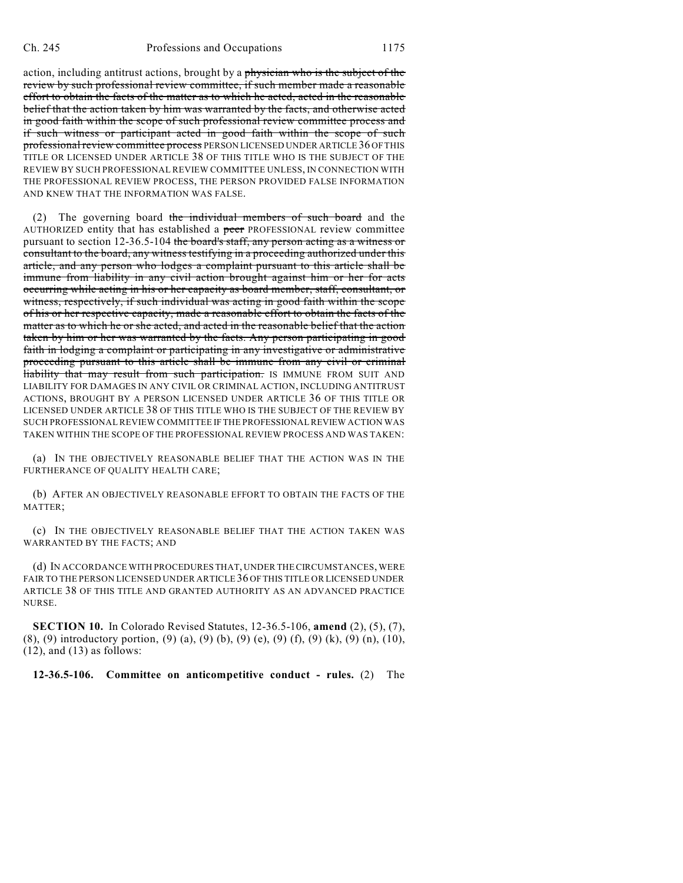action, including antitrust actions, brought by a ~~physician who is the subject of the review by such professional review committee, if such member made a reasonable effort to obtain the facts of the matter as to which he acted, acted in the reasonable belief that the action taken by him was warranted by the facts, and otherwise acted in good faith within the scope of such professional review committee process and if such witness or participant acted in good faith within the scope of such professional review committee process~~ PERSON LICENSED UNDER ARTICLE 36 OF THIS TITLE OR LICENSED UNDER ARTICLE 38 OF THIS TITLE WHO IS THE SUBJECT OF THE REVIEW BY SUCH PROFESSIONAL REVIEW COMMITTEE UNLESS, IN CONNECTION WITH THE PROFESSIONAL REVIEW PROCESS, THE PERSON PROVIDED FALSE INFORMATION AND KNEW THAT THE INFORMATION WAS FALSE.

(2) The governing board ~~the individual members of such board~~ and the AUTHORIZED entity that has established a ~~peer~~ PROFESSIONAL review committee pursuant to section 12-36.5-104 ~~the board's staff, any person acting as a witness or consultant to the board, any witness testifying in a proceeding authorized under this article, and any person who lodges a complaint pursuant to this article shall be immune from liability in any civil action brought against him or her for acts occurring while acting in his or her capacity as board member, staff, consultant, or witness, respectively, if such individual was acting in good faith within the scope of his or her respective capacity, made a reasonable effort to obtain the facts of the matter as to which he or she acted, and acted in the reasonable belief that the action taken by him or her was warranted by the facts. Any person participating in good faith in lodging a complaint or participating in any investigative or administrative proceeding pursuant to this article shall be immune from any civil or criminal liability that may result from such participation.~~ IS IMMUNE FROM SUIT AND LIABILITY FOR DAMAGES IN ANY CIVIL OR CRIMINAL ACTION, INCLUDING ANTITRUST ACTIONS, BROUGHT BY A PERSON LICENSED UNDER ARTICLE 36 OF THIS TITLE OR LICENSED UNDER ARTICLE 38 OF THIS TITLE WHO IS THE SUBJECT OF THE REVIEW BY SUCH PROFESSIONAL REVIEW COMMITTEE IF THE PROFESSIONAL REVIEW ACTION WAS TAKEN WITHIN THE SCOPE OF THE PROFESSIONAL REVIEW PROCESS AND WAS TAKEN:

(a) IN THE OBJECTIVELY REASONABLE BELIEF THAT THE ACTION WAS IN THE FURTHERANCE OF QUALITY HEALTH CARE;

(b) AFTER AN OBJECTIVELY REASONABLE EFFORT TO OBTAIN THE FACTS OF THE MATTER;

(c) IN THE OBJECTIVELY REASONABLE BELIEF THAT THE ACTION TAKEN WAS WARRANTED BY THE FACTS; AND

(d) IN ACCORDANCE WITH PROCEDURES THAT, UNDER THE CIRCUMSTANCES, WERE FAIR TO THE PERSON LICENSED UNDER ARTICLE 36 OF THIS TITLE OR LICENSED UNDER ARTICLE 38 OF THIS TITLE AND GRANTED AUTHORITY AS AN ADVANCED PRACTICE NURSE.

**SECTION 10.** In Colorado Revised Statutes, 12-36.5-106, **amend** (2), (5), (7), (8), (9) introductory portion, (9) (a), (9) (b), (9) (e), (9) (f), (9) (k), (9) (n), (10), (12), and (13) as follows:

**12-36.5-106. Committee on anticompetitive conduct - rules.** (2) The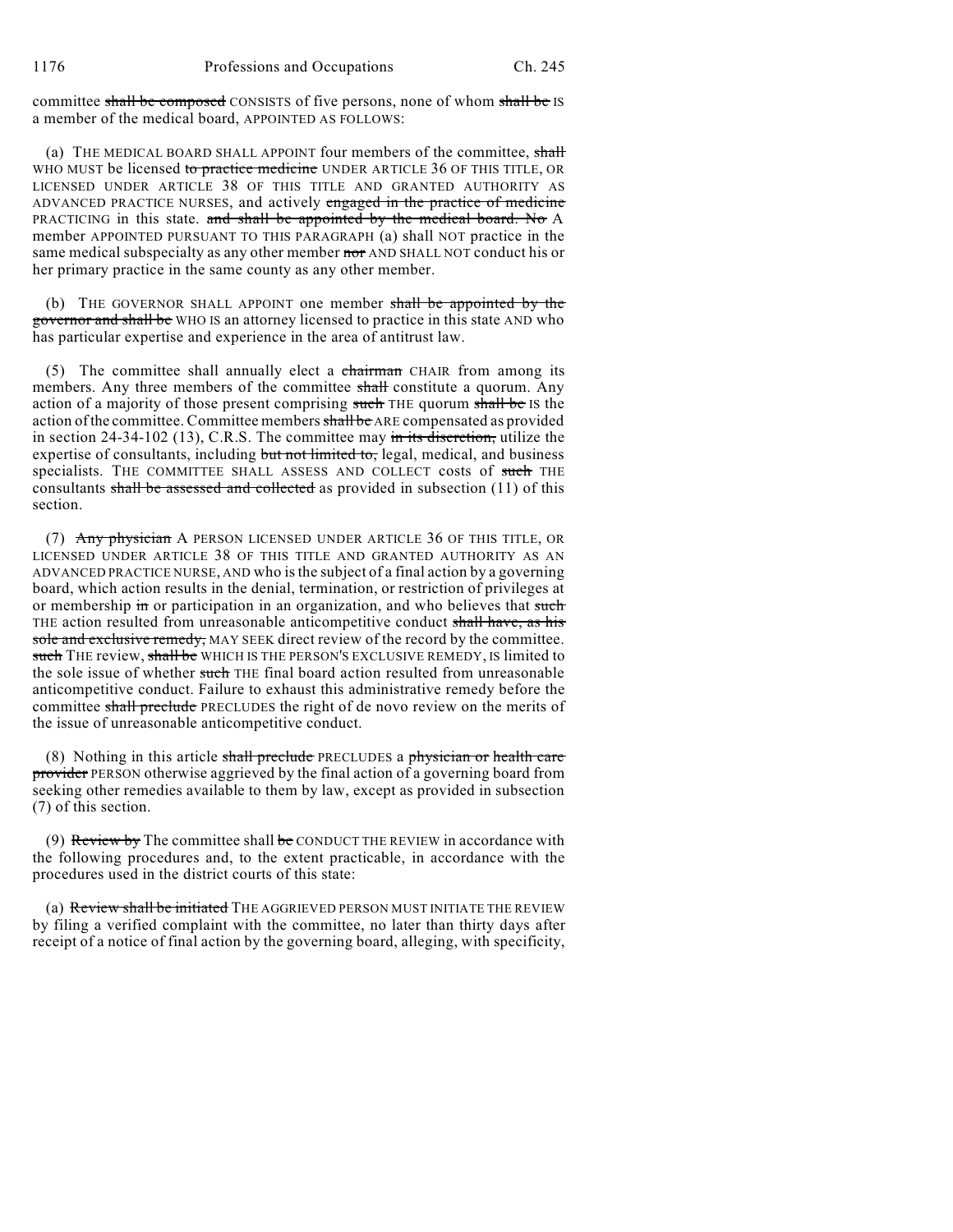committee ~~shall be composed~~ CONSISTS of five persons, none of whom ~~shall be~~ IS a member of the medical board, APPOINTED AS FOLLOWS:

(a) THE MEDICAL BOARD SHALL APPOINT four members of the committee, ~~shall~~ WHO MUST be licensed ~~to practice medicine~~ UNDER ARTICLE 36 OF THIS TITLE, OR LICENSED UNDER ARTICLE 38 OF THIS TITLE AND GRANTED AUTHORITY AS ADVANCED PRACTICE NURSES, and actively ~~engaged in the practice of medicine~~ PRACTICING in this state. ~~and shall be appointed by the medical board. No~~ A member APPOINTED PURSUANT TO THIS PARAGRAPH (a) shall NOT practice in the same medical subspecialty as any other member ~~nor~~ AND SHALL NOT conduct his or her primary practice in the same county as any other member.

(b) THE GOVERNOR SHALL APPOINT one member ~~shall be appointed by the governor and shall be~~ WHO IS an attorney licensed to practice in this state AND who has particular expertise and experience in the area of antitrust law.

(5) The committee shall annually elect a ~~chairman~~ CHAIR from among its members. Any three members of the committee ~~shall~~ constitute a quorum. Any action of a majority of those present comprising ~~such~~ THE quorum ~~shall be~~ IS the action of the committee. Committee members ~~shall be~~ ARE compensated as provided in section 24-34-102 (13), C.R.S. The committee may ~~in its discretion,~~ utilize the expertise of consultants, including ~~but not limited to,~~ legal, medical, and business specialists. THE COMMITTEE SHALL ASSESS AND COLLECT costs of ~~such~~ THE consultants ~~shall be assessed and collected~~ as provided in subsection (11) of this section.

(7) ~~Any physician~~ A PERSON LICENSED UNDER ARTICLE 36 OF THIS TITLE, OR LICENSED UNDER ARTICLE 38 OF THIS TITLE AND GRANTED AUTHORITY AS AN ADVANCED PRACTICE NURSE, AND who is the subject of a final action by a governing board, which action results in the denial, termination, or restriction of privileges at or membership ~~in~~ or participation in an organization, and who believes that ~~such~~ THE action resulted from unreasonable anticompetitive conduct ~~shall have, as his sole and exclusive remedy,~~ MAY SEEK direct review of the record by the committee. ~~such~~ THE review, ~~shall be~~ WHICH IS THE PERSON'S EXCLUSIVE REMEDY, IS limited to the sole issue of whether ~~such~~ THE final board action resulted from unreasonable anticompetitive conduct. Failure to exhaust this administrative remedy before the committee ~~shall preclude~~ PRECLUDES the right of de novo review on the merits of the issue of unreasonable anticompetitive conduct.

(8) Nothing in this article ~~shall preclude~~ PRECLUDES a ~~physician or health care provider~~ PERSON otherwise aggrieved by the final action of a governing board from seeking other remedies available to them by law, except as provided in subsection (7) of this section.

(9) ~~Review by~~ The committee shall ~~be~~ CONDUCT THE REVIEW in accordance with the following procedures and, to the extent practicable, in accordance with the procedures used in the district courts of this state:

(a) ~~Review shall be initiated~~ THE AGGRIEVED PERSON MUST INITIATE THE REVIEW by filing a verified complaint with the committee, no later than thirty days after receipt of a notice of final action by the governing board, alleging, with specificity,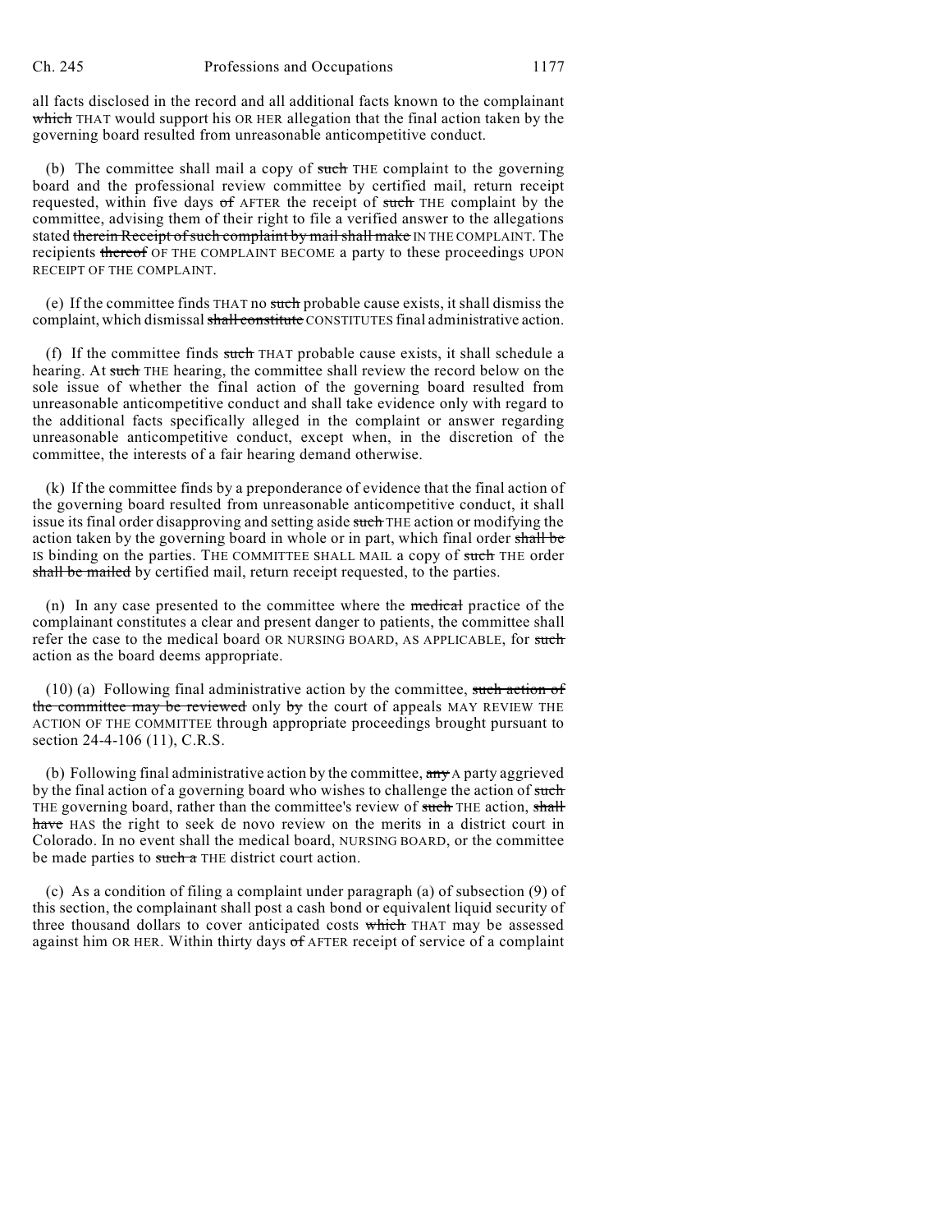all facts disclosed in the record and all additional facts known to the complainant ~~which~~ THAT would support his OR HER allegation that the final action taken by the governing board resulted from unreasonable anticompetitive conduct.

(b) The committee shall mail a copy of ~~such~~ THE complaint to the governing board and the professional review committee by certified mail, return receipt requested, within five days ~~of~~ AFTER the receipt of ~~such~~ THE complaint by the committee, advising them of their right to file a verified answer to the allegations stated ~~therein Receipt of such complaint by mail shall make~~ IN THE COMPLAINT. The recipients ~~thereof~~ OF THE COMPLAINT BECOME a party to these proceedings UPON RECEIPT OF THE COMPLAINT.

(e) If the committee finds THAT no ~~such~~ probable cause exists, it shall dismiss the complaint, which dismissal ~~shall constitute~~ CONSTITUTES final administrative action.

(f) If the committee finds ~~such~~ THAT probable cause exists, it shall schedule a hearing. At ~~such~~ THE hearing, the committee shall review the record below on the sole issue of whether the final action of the governing board resulted from unreasonable anticompetitive conduct and shall take evidence only with regard to the additional facts specifically alleged in the complaint or answer regarding unreasonable anticompetitive conduct, except when, in the discretion of the committee, the interests of a fair hearing demand otherwise.

(k) If the committee finds by a preponderance of evidence that the final action of the governing board resulted from unreasonable anticompetitive conduct, it shall issue its final order disapproving and setting aside ~~such~~ THE action or modifying the action taken by the governing board in whole or in part, which final order ~~shall be~~ IS binding on the parties. THE COMMITTEE SHALL MAIL a copy of ~~such~~ THE order ~~shall be mailed~~ by certified mail, return receipt requested, to the parties.

(n) In any case presented to the committee where the ~~medical~~ practice of the complainant constitutes a clear and present danger to patients, the committee shall refer the case to the medical board OR NURSING BOARD, AS APPLICABLE, for ~~such~~ action as the board deems appropriate.

(10) (a) Following final administrative action by the committee, ~~such action of the committee may be reviewed~~ only ~~by~~ the court of appeals MAY REVIEW THE ACTION OF THE COMMITTEE through appropriate proceedings brought pursuant to section 24-4-106 (11), C.R.S.

(b) Following final administrative action by the committee, ~~any~~ A party aggrieved by the final action of a governing board who wishes to challenge the action of ~~such~~ THE governing board, rather than the committee's review of ~~such~~ THE action, ~~shall have~~ HAS the right to seek de novo review on the merits in a district court in Colorado. In no event shall the medical board, NURSING BOARD, or the committee be made parties to ~~such a~~ THE district court action.

(c) As a condition of filing a complaint under paragraph (a) of subsection (9) of this section, the complainant shall post a cash bond or equivalent liquid security of three thousand dollars to cover anticipated costs ~~which~~ THAT may be assessed against him OR HER. Within thirty days ~~of~~ AFTER receipt of service of a complaint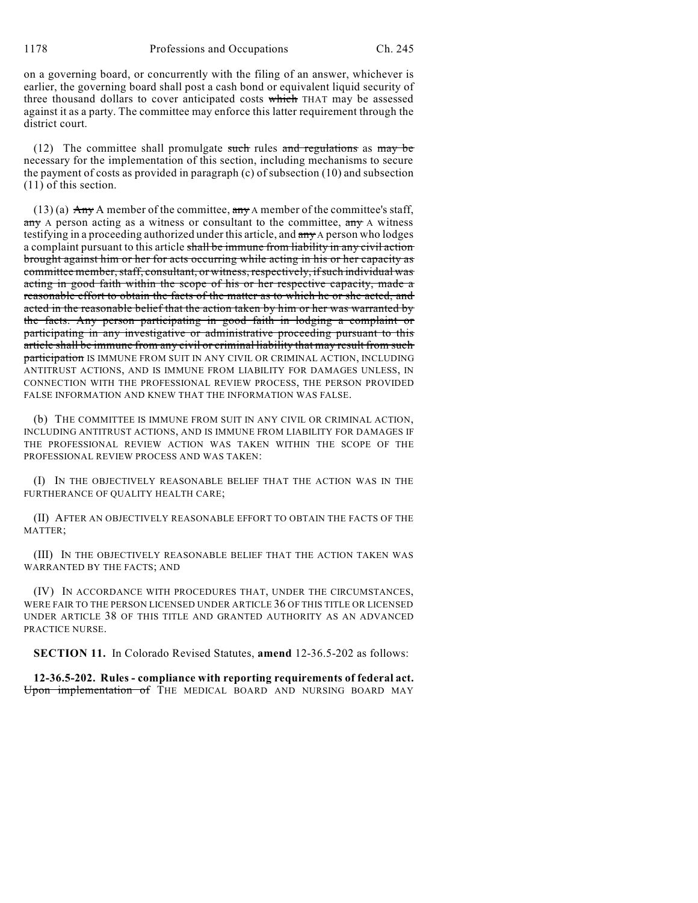on a governing board, or concurrently with the filing of an answer, whichever is earlier, the governing board shall post a cash bond or equivalent liquid security of three thousand dollars to cover anticipated costs ~~which~~ THAT may be assessed against it as a party. The committee may enforce this latter requirement through the district court.

(12) The committee shall promulgate ~~such~~ rules ~~and regulations~~ as ~~may be~~ necessary for the implementation of this section, including mechanisms to secure the payment of costs as provided in paragraph (c) of subsection (10) and subsection (11) of this section.

(13) (a) ~~Any~~ A member of the committee, ~~any~~ A member of the committee's staff, ~~any~~ A person acting as a witness or consultant to the committee, ~~any~~ A witness testifying in a proceeding authorized under this article, and ~~any~~ A person who lodges a complaint pursuant to this article ~~shall be immune from liability in any civil action brought against him or her for acts occurring while acting in his or her capacity as committee member, staff, consultant, or witness, respectively, if such individual was acting in good faith within the scope of his or her respective capacity, made a reasonable effort to obtain the facts of the matter as to which he or she acted, and acted in the reasonable belief that the action taken by him or her was warranted by the facts. Any person participating in good faith in lodging a complaint or participating in any investigative or administrative proceeding pursuant to this article shall be immune from any civil or criminal liability that may result from such participation~~ IS IMMUNE FROM SUIT IN ANY CIVIL OR CRIMINAL ACTION, INCLUDING ANTITRUST ACTIONS, AND IS IMMUNE FROM LIABILITY FOR DAMAGES UNLESS, IN CONNECTION WITH THE PROFESSIONAL REVIEW PROCESS, THE PERSON PROVIDED FALSE INFORMATION AND KNEW THAT THE INFORMATION WAS FALSE.

(b) THE COMMITTEE IS IMMUNE FROM SUIT IN ANY CIVIL OR CRIMINAL ACTION, INCLUDING ANTITRUST ACTIONS, AND IS IMMUNE FROM LIABILITY FOR DAMAGES IF THE PROFESSIONAL REVIEW ACTION WAS TAKEN WITHIN THE SCOPE OF THE PROFESSIONAL REVIEW PROCESS AND WAS TAKEN:

(I) IN THE OBJECTIVELY REASONABLE BELIEF THAT THE ACTION WAS IN THE FURTHERANCE OF QUALITY HEALTH CARE;

(II) AFTER AN OBJECTIVELY REASONABLE EFFORT TO OBTAIN THE FACTS OF THE MATTER;

(III) IN THE OBJECTIVELY REASONABLE BELIEF THAT THE ACTION TAKEN WAS WARRANTED BY THE FACTS; AND

(IV) IN ACCORDANCE WITH PROCEDURES THAT, UNDER THE CIRCUMSTANCES, WERE FAIR TO THE PERSON LICENSED UNDER ARTICLE 36 OF THIS TITLE OR LICENSED UNDER ARTICLE 38 OF THIS TITLE AND GRANTED AUTHORITY AS AN ADVANCED PRACTICE NURSE.

**SECTION 11.** In Colorado Revised Statutes, **amend** 12-36.5-202 as follows:

**12-36.5-202. Rules - compliance with reporting requirements of federal act.** ~~Upon implementation of~~ THE MEDICAL BOARD AND NURSING BOARD MAY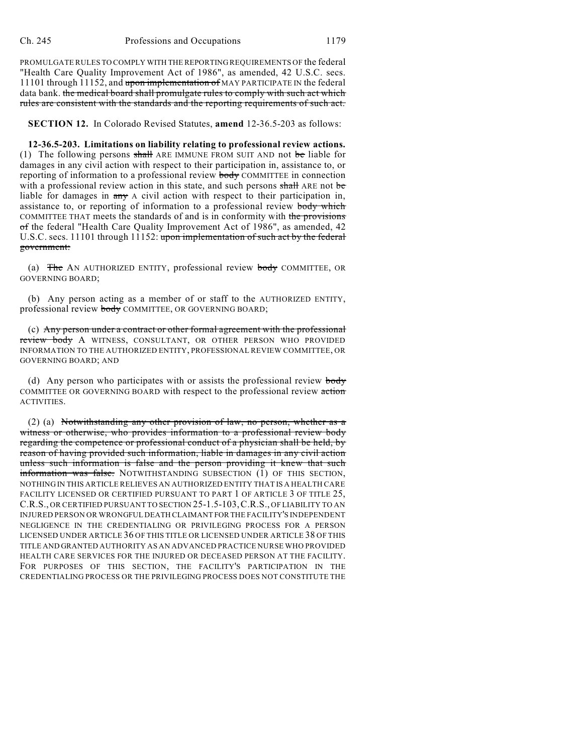PROMULGATE RULES TO COMPLY WITH THE REPORTING REQUIREMENTS OF the federal "Health Care Quality Improvement Act of 1986", as amended, 42 U.S.C. secs. 11101 through 11152, and ~~upon implementation of~~ MAY PARTICIPATE IN the federal data bank. ~~the medical board shall promulgate rules to comply with such act which rules are consistent with the standards and the reporting requirements of such act.~~

**SECTION 12.** In Colorado Revised Statutes, **amend** 12-36.5-203 as follows:

**12-36.5-203. Limitations on liability relating to professional review actions.** (1) The following persons ~~shall~~ ARE IMMUNE FROM SUIT AND not ~~be~~ liable for damages in any civil action with respect to their participation in, assistance to, or reporting of information to a professional review ~~body~~ COMMITTEE in connection with a professional review action in this state, and such persons ~~shall~~ ARE not ~~be~~ liable for damages in ~~any~~ A civil action with respect to their participation in, assistance to, or reporting of information to a professional review ~~body which~~ COMMITTEE THAT meets the standards of and is in conformity with ~~the provisions of~~ the federal "Health Care Quality Improvement Act of 1986", as amended, 42 U.S.C. secs. 11101 through 11152: ~~upon implementation of such act by the federal government:~~

(a) ~~The~~ AN AUTHORIZED ENTITY, professional review ~~body~~ COMMITTEE, OR GOVERNING BOARD;

(b) Any person acting as a member of or staff to the AUTHORIZED ENTITY, professional review ~~body~~ COMMITTEE, OR GOVERNING BOARD;

(c) ~~Any person under a contract or other formal agreement with the professional review body~~ A WITNESS, CONSULTANT, OR OTHER PERSON WHO PROVIDED INFORMATION TO THE AUTHORIZED ENTITY, PROFESSIONAL REVIEW COMMITTEE, OR GOVERNING BOARD; AND

(d) Any person who participates with or assists the professional review ~~body~~ COMMITTEE OR GOVERNING BOARD with respect to the professional review ~~action~~ ACTIVITIES.

(2) (a) ~~Notwithstanding any other provision of law, no person, whether as a witness or otherwise, who provides information to a professional review body regarding the competence or professional conduct of a physician shall be held, by reason of having provided such information, liable in damages in any civil action unless such information is false and the person providing it knew that such information was false.~~ NOTWITHSTANDING SUBSECTION (1) OF THIS SECTION, NOTHING IN THIS ARTICLE RELIEVES AN AUTHORIZED ENTITY THAT IS A HEALTH CARE FACILITY LICENSED OR CERTIFIED PURSUANT TO PART 1 OF ARTICLE 3 OF TITLE 25, C.R.S., OR CERTIFIED PURSUANT TO SECTION 25-1.5-103, C.R.S., OF LIABILITY TO AN INJURED PERSON OR WRONGFUL DEATH CLAIMANT FOR THE FACILITY'S INDEPENDENT NEGLIGENCE IN THE CREDENTIALING OR PRIVILEGING PROCESS FOR A PERSON LICENSED UNDER ARTICLE 36 OF THIS TITLE OR LICENSED UNDER ARTICLE 38 OF THIS TITLE AND GRANTED AUTHORITY AS AN ADVANCED PRACTICE NURSE WHO PROVIDED HEALTH CARE SERVICES FOR THE INJURED OR DECEASED PERSON AT THE FACILITY. FOR PURPOSES OF THIS SECTION, THE FACILITY'S PARTICIPATION IN THE CREDENTIALING PROCESS OR THE PRIVILEGING PROCESS DOES NOT CONSTITUTE THE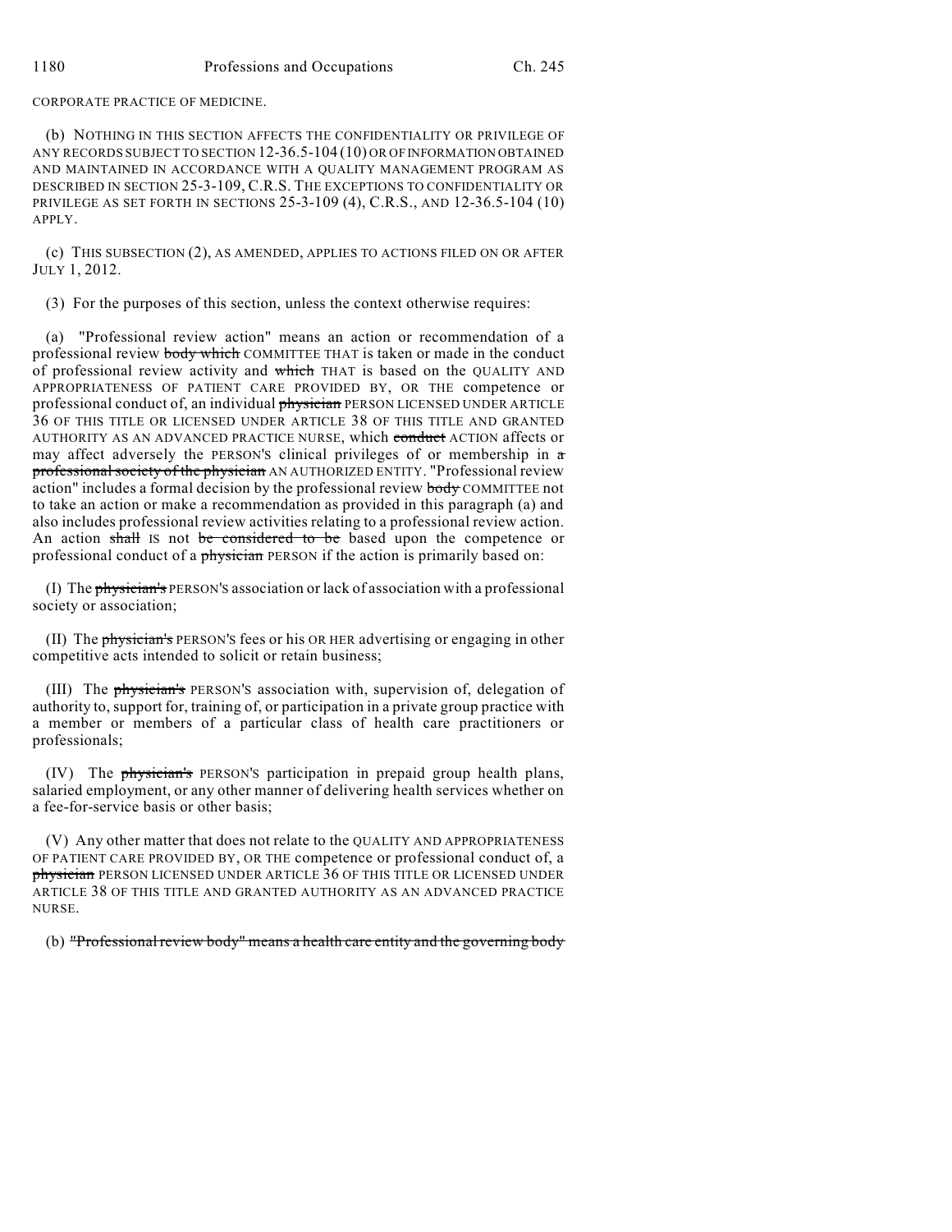CORPORATE PRACTICE OF MEDICINE.

(b) NOTHING IN THIS SECTION AFFECTS THE CONFIDENTIALITY OR PRIVILEGE OF ANY RECORDS SUBJECT TO SECTION 12-36.5-104 (10) OR OF INFORMATION OBTAINED AND MAINTAINED IN ACCORDANCE WITH A QUALITY MANAGEMENT PROGRAM AS DESCRIBED IN SECTION 25-3-109, C.R.S. THE EXCEPTIONS TO CONFIDENTIALITY OR PRIVILEGE AS SET FORTH IN SECTIONS 25-3-109 (4), C.R.S., AND 12-36.5-104 (10) APPLY.

(c) THIS SUBSECTION (2), AS AMENDED, APPLIES TO ACTIONS FILED ON OR AFTER JULY 1, 2012.

(3) For the purposes of this section, unless the context otherwise requires:

(a) "Professional review action" means an action or recommendation of a professional review ~~body which~~ COMMITTEE THAT is taken or made in the conduct of professional review activity and ~~which~~ THAT is based on the QUALITY AND APPROPRIATENESS OF PATIENT CARE PROVIDED BY, OR THE competence or professional conduct of, an individual ~~physician~~ PERSON LICENSED UNDER ARTICLE 36 OF THIS TITLE OR LICENSED UNDER ARTICLE 38 OF THIS TITLE AND GRANTED AUTHORITY AS AN ADVANCED PRACTICE NURSE, which ~~conduct~~ ACTION affects or may affect adversely the PERSON'S clinical privileges of or membership in ~~a professional society of the physician~~ AN AUTHORIZED ENTITY. "Professional review action" includes a formal decision by the professional review ~~body~~ COMMITTEE not to take an action or make a recommendation as provided in this paragraph (a) and also includes professional review activities relating to a professional review action. An action ~~shall~~ IS not ~~be considered to be~~ based upon the competence or professional conduct of a ~~physician~~ PERSON if the action is primarily based on:

(I) The ~~physician's~~ PERSON'S association or lack of association with a professional society or association;

(II) The ~~physician's~~ PERSON'S fees or his OR HER advertising or engaging in other competitive acts intended to solicit or retain business;

(III) The ~~physician's~~ PERSON'S association with, supervision of, delegation of authority to, support for, training of, or participation in a private group practice with a member or members of a particular class of health care practitioners or professionals;

(IV) The ~~physician's~~ PERSON'S participation in prepaid group health plans, salaried employment, or any other manner of delivering health services whether on a fee-for-service basis or other basis;

(V) Any other matter that does not relate to the QUALITY AND APPROPRIATENESS OF PATIENT CARE PROVIDED BY, OR THE competence or professional conduct of, a ~~physician~~ PERSON LICENSED UNDER ARTICLE 36 OF THIS TITLE OR LICENSED UNDER ARTICLE 38 OF THIS TITLE AND GRANTED AUTHORITY AS AN ADVANCED PRACTICE NURSE.

(b) ~~"Professional review body" means a health care entity and the governing body~~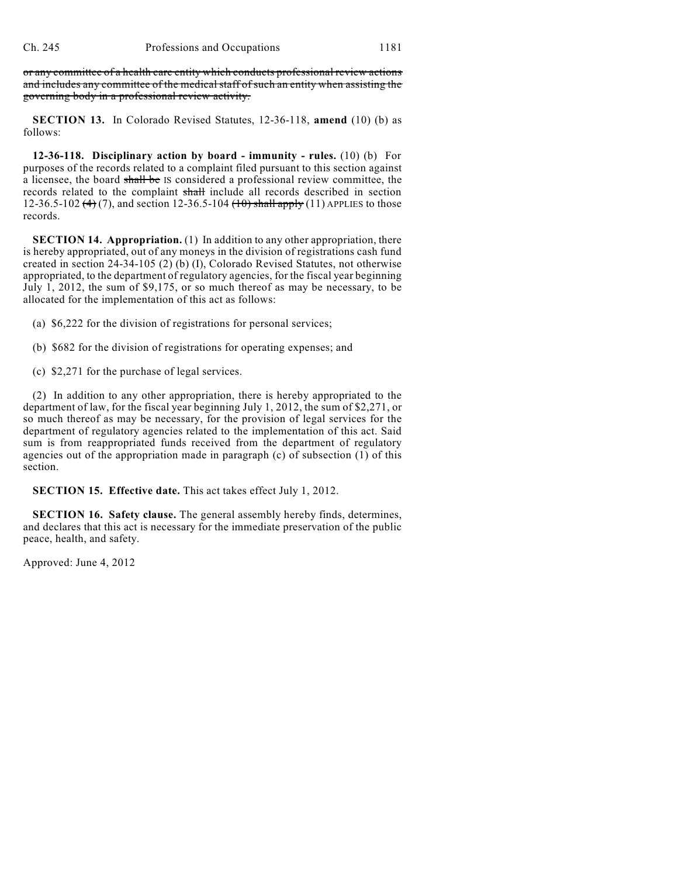~~or any committee of a health care entity which conducts professional review actions and includes any committee of the medical staff of such an entity when assisting the governing body in a professional review activity.~~

**SECTION 13.** In Colorado Revised Statutes, 12-36-118, **amend** (10) (b) as follows:

**12-36-118. Disciplinary action by board - immunity - rules.** (10) (b) For purposes of the records related to a complaint filed pursuant to this section against a licensee, the board ~~shall be~~ IS considered a professional review committee, the records related to the complaint ~~shall~~ include all records described in section 12-36.5-102 ~~(4)~~ (7), and section 12-36.5-104 ~~(10) shall apply~~ (11) APPLIES to those records.

**SECTION 14. Appropriation.** (1) In addition to any other appropriation, there is hereby appropriated, out of any moneys in the division of registrations cash fund created in section 24-34-105 (2) (b) (I), Colorado Revised Statutes, not otherwise appropriated, to the department of regulatory agencies, for the fiscal year beginning July 1, 2012, the sum of $9,175, or so much thereof as may be necessary, to be allocated for the implementation of this act as follows:

(a) $6,222 for the division of registrations for personal services;

(b) $682 for the division of registrations for operating expenses; and

(c) $2,271 for the purchase of legal services.

(2) In addition to any other appropriation, there is hereby appropriated to the department of law, for the fiscal year beginning July 1, 2012, the sum of $2,271, or so much thereof as may be necessary, for the provision of legal services for the department of regulatory agencies related to the implementation of this act. Said sum is from reappropriated funds received from the department of regulatory agencies out of the appropriation made in paragraph (c) of subsection (1) of this section.

**SECTION 15. Effective date.** This act takes effect July 1, 2012.

**SECTION 16. Safety clause.** The general assembly hereby finds, determines, and declares that this act is necessary for the immediate preservation of the public peace, health, and safety.

Approved: June 4, 2012